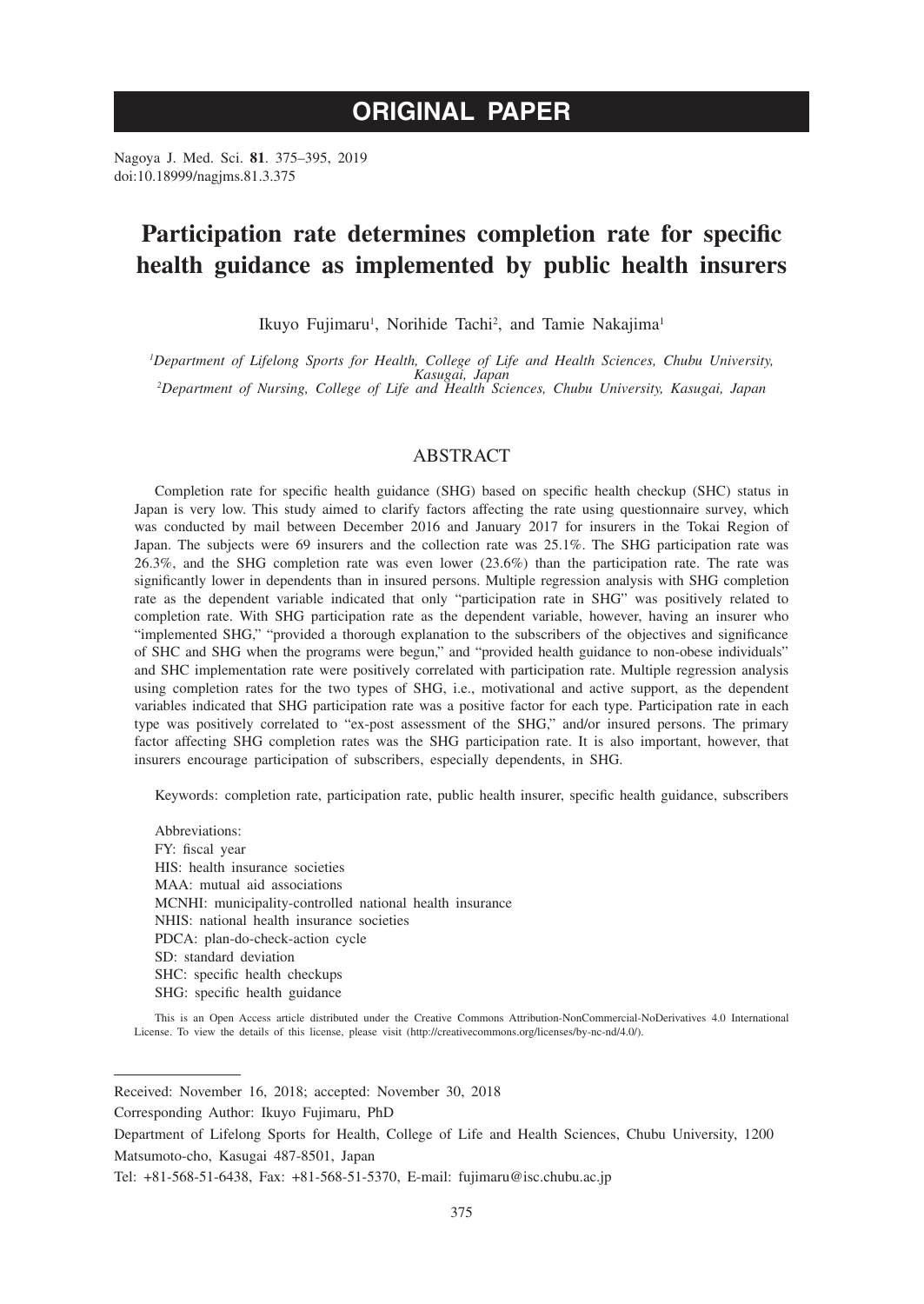# ORIGINAL PAPER

Nagoya J. Med. Sci. **81**. 375–395, 2019
doi:10.18999/nagjms.81.3.375

# Participation rate determines completion rate for specific health guidance as implemented by public health insurers

Ikuyo Fujimaru[1], Norihide Tachi[2], and Tamie Nakajima[1]

[1]*Department of Lifelong Sports for Health, College of Life and Health Sciences, Chubu University, Kasugai, Japan*
[2]*Department of Nursing, College of Life and Health Sciences, Chubu University, Kasugai, Japan*

## ABSTRACT

Completion rate for specific health guidance (SHG) based on specific health checkup (SHC) status in Japan is very low. This study aimed to clarify factors affecting the rate using questionnaire survey, which was conducted by mail between December 2016 and January 2017 for insurers in the Tokai Region of Japan. The subjects were 69 insurers and the collection rate was 25.1%. The SHG participation rate was 26.3%, and the SHG completion rate was even lower (23.6%) than the participation rate. The rate was significantly lower in dependents than in insured persons. Multiple regression analysis with SHG completion rate as the dependent variable indicated that only "participation rate in SHG" was positively related to completion rate. With SHG participation rate as the dependent variable, however, having an insurer who "implemented SHG," "provided a thorough explanation to the subscribers of the objectives and significance of SHC and SHG when the programs were begun," and "provided health guidance to non-obese individuals" and SHC implementation rate were positively correlated with participation rate. Multiple regression analysis using completion rates for the two types of SHG, i.e., motivational and active support, as the dependent variables indicated that SHG participation rate was a positive factor for each type. Participation rate in each type was positively correlated to "ex-post assessment of the SHG," and/or insured persons. The primary factor affecting SHG completion rates was the SHG participation rate. It is also important, however, that insurers encourage participation of subscribers, especially dependents, in SHG.

Keywords: completion rate, participation rate, public health insurer, specific health guidance, subscribers

Abbreviations:
FY: fiscal year
HIS: health insurance societies
MAA: mutual aid associations
MCNHI: municipality-controlled national health insurance
NHIS: national health insurance societies
PDCA: plan-do-check-action cycle
SD: standard deviation
SHC: specific health checkups
SHG: specific health guidance

This is an Open Access article distributed under the Creative Commons Attribution-NonCommercial-NoDerivatives 4.0 International License. To view the details of this license, please visit (http://creativecommons.org/licenses/by-nc-nd/4.0/).

---

Received: November 16, 2018; accepted: November 30, 2018

Corresponding Author: Ikuyo Fujimaru, PhD

Department of Lifelong Sports for Health, College of Life and Health Sciences, Chubu University, 1200 Matsumoto-cho, Kasugai 487-8501, Japan

Tel: +81-568-51-6438, Fax: +81-568-51-5370, E-mail: fujimaru@isc.chubu.ac.jp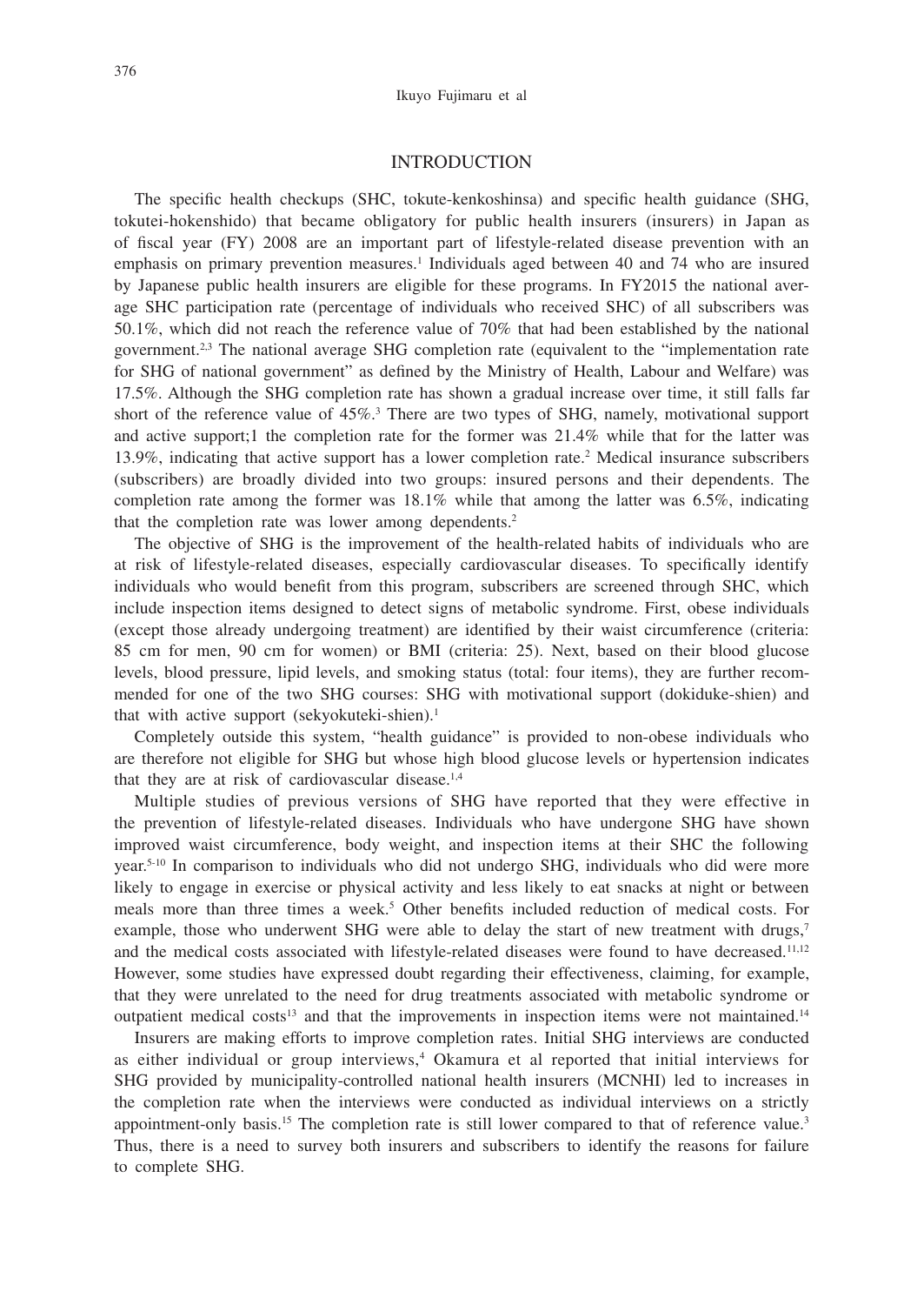## INTRODUCTION

The specific health checkups (SHC, tokute-kenkoshinsa) and specific health guidance (SHG, tokutei-hokenshido) that became obligatory for public health insurers (insurers) in Japan as of fiscal year (FY) 2008 are an important part of lifestyle-related disease prevention with an emphasis on primary prevention measures.[1] Individuals aged between 40 and 74 who are insured by Japanese public health insurers are eligible for these programs. In FY2015 the national average SHC participation rate (percentage of individuals who received SHC) of all subscribers was 50.1%, which did not reach the reference value of 70% that had been established by the national government.[2,3] The national average SHG completion rate (equivalent to the "implementation rate for SHG of national government" as defined by the Ministry of Health, Labour and Welfare) was 17.5%. Although the SHG completion rate has shown a gradual increase over time, it still falls far short of the reference value of 45%.[3] There are two types of SHG, namely, motivational support and active support;1 the completion rate for the former was 21.4% while that for the latter was 13.9%, indicating that active support has a lower completion rate.[2] Medical insurance subscribers (subscribers) are broadly divided into two groups: insured persons and their dependents. The completion rate among the former was 18.1% while that among the latter was 6.5%, indicating that the completion rate was lower among dependents.[2]

The objective of SHG is the improvement of the health-related habits of individuals who are at risk of lifestyle-related diseases, especially cardiovascular diseases. To specifically identify individuals who would benefit from this program, subscribers are screened through SHC, which include inspection items designed to detect signs of metabolic syndrome. First, obese individuals (except those already undergoing treatment) are identified by their waist circumference (criteria: 85 cm for men, 90 cm for women) or BMI (criteria: 25). Next, based on their blood glucose levels, blood pressure, lipid levels, and smoking status (total: four items), they are further recommended for one of the two SHG courses: SHG with motivational support (dokiduke-shien) and that with active support (sekyokuteki-shien).[1]

Completely outside this system, "health guidance" is provided to non-obese individuals who are therefore not eligible for SHG but whose high blood glucose levels or hypertension indicates that they are at risk of cardiovascular disease.[1,4]

Multiple studies of previous versions of SHG have reported that they were effective in the prevention of lifestyle-related diseases. Individuals who have undergone SHG have shown improved waist circumference, body weight, and inspection items at their SHC the following year.[5-10] In comparison to individuals who did not undergo SHG, individuals who did were more likely to engage in exercise or physical activity and less likely to eat snacks at night or between meals more than three times a week.[5] Other benefits included reduction of medical costs. For example, those who underwent SHG were able to delay the start of new treatment with drugs,[7] and the medical costs associated with lifestyle-related diseases were found to have decreased.[11,12] However, some studies have expressed doubt regarding their effectiveness, claiming, for example, that they were unrelated to the need for drug treatments associated with metabolic syndrome or outpatient medical costs[13] and that the improvements in inspection items were not maintained.[14]

Insurers are making efforts to improve completion rates. Initial SHG interviews are conducted as either individual or group interviews,[4] Okamura et al reported that initial interviews for SHG provided by municipality-controlled national health insurers (MCNHI) led to increases in the completion rate when the interviews were conducted as individual interviews on a strictly appointment-only basis.[15] The completion rate is still lower compared to that of reference value.[3] Thus, there is a need to survey both insurers and subscribers to identify the reasons for failure to complete SHG.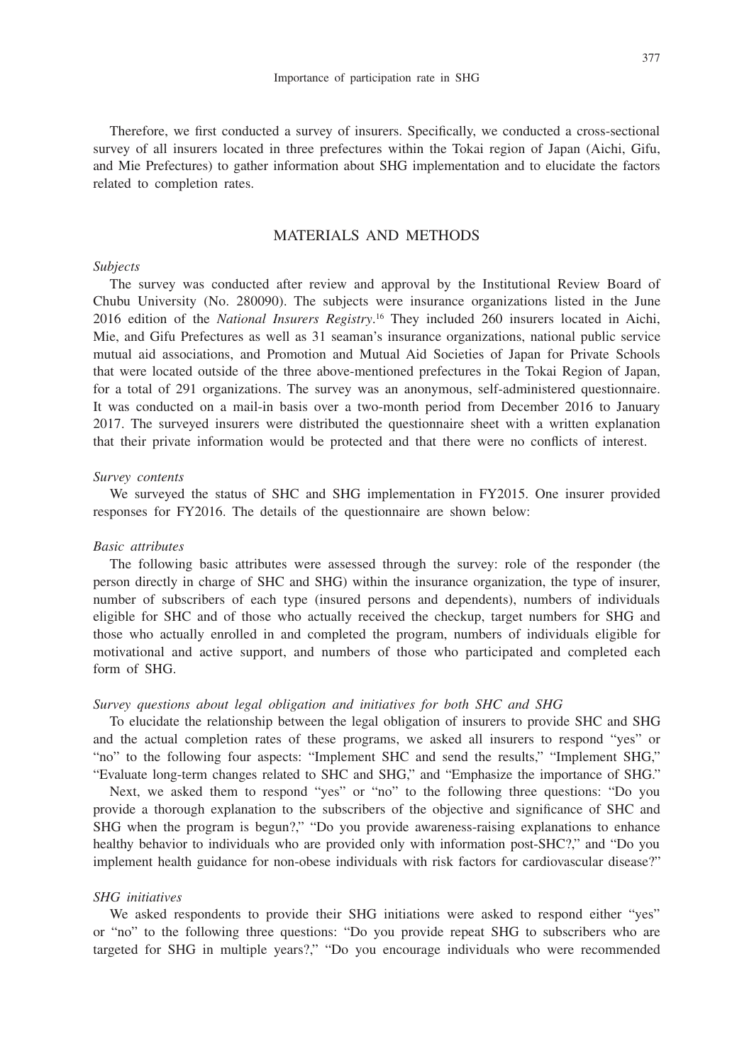Therefore, we first conducted a survey of insurers. Specifically, we conducted a cross-sectional survey of all insurers located in three prefectures within the Tokai region of Japan (Aichi, Gifu, and Mie Prefectures) to gather information about SHG implementation and to elucidate the factors related to completion rates.

## MATERIALS AND METHODS

### *Subjects*

The survey was conducted after review and approval by the Institutional Review Board of Chubu University (No. 280090). The subjects were insurance organizations listed in the June 2016 edition of the *National Insurers Registry*.[16] They included 260 insurers located in Aichi, Mie, and Gifu Prefectures as well as 31 seaman's insurance organizations, national public service mutual aid associations, and Promotion and Mutual Aid Societies of Japan for Private Schools that were located outside of the three above-mentioned prefectures in the Tokai Region of Japan, for a total of 291 organizations. The survey was an anonymous, self-administered questionnaire. It was conducted on a mail-in basis over a two-month period from December 2016 to January 2017. The surveyed insurers were distributed the questionnaire sheet with a written explanation that their private information would be protected and that there were no conflicts of interest.

### *Survey contents*

We surveyed the status of SHC and SHG implementation in FY2015. One insurer provided responses for FY2016. The details of the questionnaire are shown below:

### *Basic attributes*

The following basic attributes were assessed through the survey: role of the responder (the person directly in charge of SHC and SHG) within the insurance organization, the type of insurer, number of subscribers of each type (insured persons and dependents), numbers of individuals eligible for SHC and of those who actually received the checkup, target numbers for SHG and those who actually enrolled in and completed the program, numbers of individuals eligible for motivational and active support, and numbers of those who participated and completed each form of SHG.

### *Survey questions about legal obligation and initiatives for both SHC and SHG*

To elucidate the relationship between the legal obligation of insurers to provide SHC and SHG and the actual completion rates of these programs, we asked all insurers to respond "yes" or "no" to the following four aspects: "Implement SHC and send the results," "Implement SHG," "Evaluate long-term changes related to SHC and SHG," and "Emphasize the importance of SHG."

Next, we asked them to respond "yes" or "no" to the following three questions: "Do you provide a thorough explanation to the subscribers of the objective and significance of SHC and SHG when the program is begun?," "Do you provide awareness-raising explanations to enhance healthy behavior to individuals who are provided only with information post-SHC?," and "Do you implement health guidance for non-obese individuals with risk factors for cardiovascular disease?"

### *SHG initiatives*

We asked respondents to provide their SHG initiations were asked to respond either "yes" or "no" to the following three questions: "Do you provide repeat SHG to subscribers who are targeted for SHG in multiple years?," "Do you encourage individuals who were recommended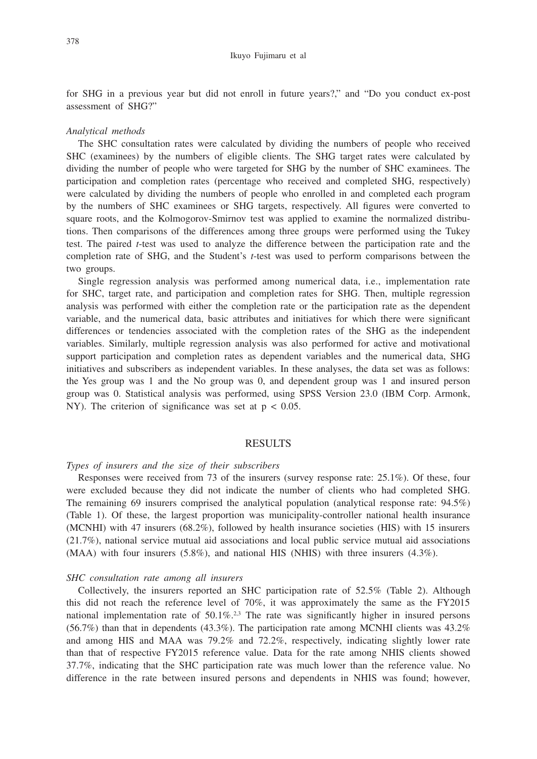for SHG in a previous year but did not enroll in future years?," and "Do you conduct ex-post assessment of SHG?"

*Analytical methods*

The SHC consultation rates were calculated by dividing the numbers of people who received SHC (examinees) by the numbers of eligible clients. The SHG target rates were calculated by dividing the number of people who were targeted for SHG by the number of SHC examinees. The participation and completion rates (percentage who received and completed SHG, respectively) were calculated by dividing the numbers of people who enrolled in and completed each program by the numbers of SHC examinees or SHG targets, respectively. All figures were converted to square roots, and the Kolmogorov-Smirnov test was applied to examine the normalized distributions. Then comparisons of the differences among three groups were performed using the Tukey test. The paired *t*-test was used to analyze the difference between the participation rate and the completion rate of SHG, and the Student's *t*-test was used to perform comparisons between the two groups.

Single regression analysis was performed among numerical data, i.e., implementation rate for SHC, target rate, and participation and completion rates for SHG. Then, multiple regression analysis was performed with either the completion rate or the participation rate as the dependent variable, and the numerical data, basic attributes and initiatives for which there were significant differences or tendencies associated with the completion rates of the SHG as the independent variables. Similarly, multiple regression analysis was also performed for active and motivational support participation and completion rates as dependent variables and the numerical data, SHG initiatives and subscribers as independent variables. In these analyses, the data set was as follows: the Yes group was 1 and the No group was 0, and dependent group was 1 and insured person group was 0. Statistical analysis was performed, using SPSS Version 23.0 (IBM Corp. Armonk, NY). The criterion of significance was set at $p < 0.05$.

## RESULTS

*Types of insurers and the size of their subscribers*

Responses were received from 73 of the insurers (survey response rate: 25.1%). Of these, four were excluded because they did not indicate the number of clients who had completed SHG. The remaining 69 insurers comprised the analytical population (analytical response rate: 94.5%) (Table 1). Of these, the largest proportion was municipality-controller national health insurance (MCNHI) with 47 insurers (68.2%), followed by health insurance societies (HIS) with 15 insurers (21.7%), national service mutual aid associations and local public service mutual aid associations (MAA) with four insurers (5.8%), and national HIS (NHIS) with three insurers (4.3%).

*SHC consultation rate among all insurers*

Collectively, the insurers reported an SHC participation rate of 52.5% (Table 2). Although this did not reach the reference level of 70%, it was approximately the same as the FY2015 national implementation rate of 50.1%.[2,3] The rate was significantly higher in insured persons (56.7%) than that in dependents (43.3%). The participation rate among MCNHI clients was 43.2% and among HIS and MAA was 79.2% and 72.2%, respectively, indicating slightly lower rate than that of respective FY2015 reference value. Data for the rate among NHIS clients showed 37.7%, indicating that the SHC participation rate was much lower than the reference value. No difference in the rate between insured persons and dependents in NHIS was found; however,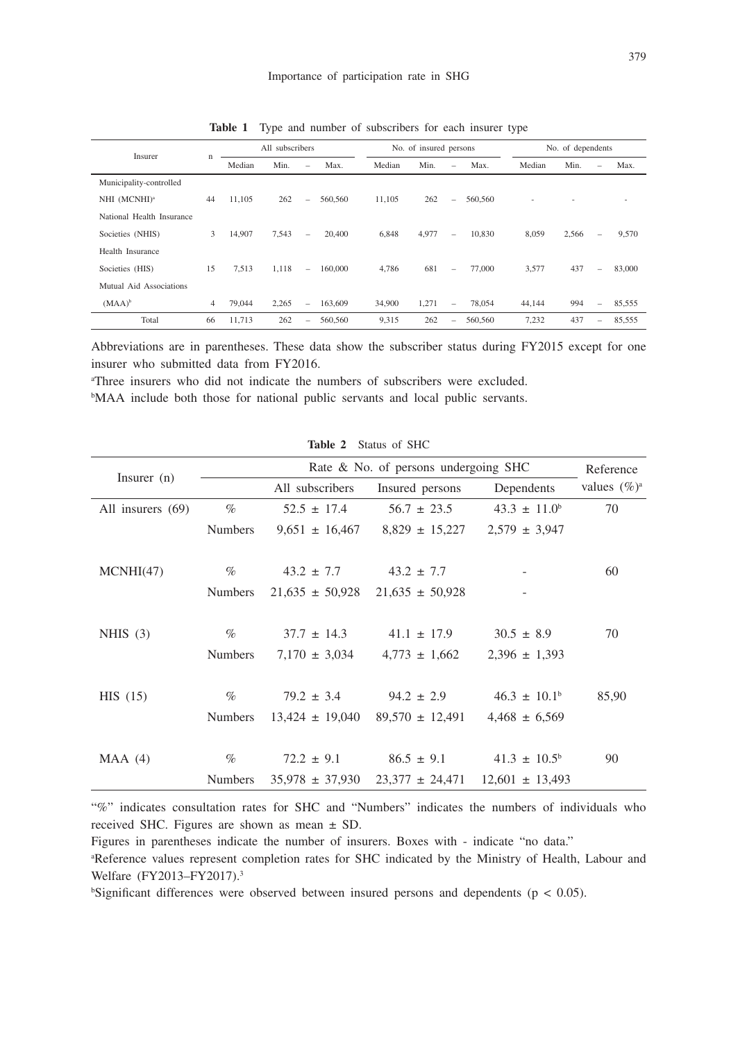**Table 1** Type and number of subscribers for each insurer type

| Insurer | n | All subscribers | | | | No. of insured persons | | | | No. of dependents | | | |
|---|---|---|---|---|---|---|---|---|---|---|---|---|---|
| | | Median | Min. | – | Max. | Median | Min. | – | Max. | Median | Min. | – | Max. |
| Municipality-controlled NHI (MCNHI)[a] | 44 | 11,105 | 262 | – | 560,560 | 11,105 | 262 | – | 560,560 | - | - | | - |
| National Health Insurance Societies (NHIS) | 3 | 14,907 | 7,543 | – | 20,400 | 6,848 | 4,977 | – | 10,830 | 8,059 | 2,566 | – | 9,570 |
| Health Insurance Societies (HIS) | 15 | 7,513 | 1,118 | – | 160,000 | 4,786 | 681 | – | 77,000 | 3,577 | 437 | – | 83,000 |
| Mutual Aid Associations (MAA)[b] | 4 | 79,044 | 2,265 | – | 163,609 | 34,900 | 1,271 | – | 78,054 | 44,144 | 994 | – | 85,555 |
| Total | 66 | 11,713 | 262 | – | 560,560 | 9,315 | 262 | – | 560,560 | 7,232 | 437 | – | 85,555 |

Abbreviations are in parentheses. These data show the subscriber status during FY2015 except for one insurer who submitted data from FY2016.

[a]Three insurers who did not indicate the numbers of subscribers were excluded.

[b]MAA include both those for national public servants and local public servants.

**Table 2** Status of SHC

| Insurer (n) | | Rate & No. of persons undergoing SHC | | | Reference values (%)[a] |
|---|---|---|---|---|---|
| | | All subscribers | Insured persons | Dependents | |
| All insurers (69) | % | 52.5 ± 17.4 | 56.7 ± 23.5 | 43.3 ± 11.0[b] | 70 |
| | Numbers | 9,651 ± 16,467 | 8,829 ± 15,227 | 2,579 ± 3,947 | |
| MCNHI(47) | % | 43.2 ± 7.7 | 43.2 ± 7.7 | - | 60 |
| | Numbers | 21,635 ± 50,928 | 21,635 ± 50,928 | - | |
| NHIS (3) | % | 37.7 ± 14.3 | 41.1 ± 17.9 | 30.5 ± 8.9 | 70 |
| | Numbers | 7,170 ± 3,034 | 4,773 ± 1,662 | 2,396 ± 1,393 | |
| HIS (15) | % | 79.2 ± 3.4 | 94.2 ± 2.9 | 46.3 ± 10.1[b] | 85,90 |
| | Numbers | 13,424 ± 19,040 | 89,570 ± 12,491 | 4,468 ± 6,569 | |
| MAA (4) | % | 72.2 ± 9.1 | 86.5 ± 9.1 | 41.3 ± 10.5[b] | 90 |
| | Numbers | 35,978 ± 37,930 | 23,377 ± 24,471 | 12,601 ± 13,493 | |

"%" indicates consultation rates for SHC and "Numbers" indicates the numbers of individuals who received SHC. Figures are shown as mean ± SD.

Figures in parentheses indicate the number of insurers. Boxes with - indicate "no data."

[a]Reference values represent completion rates for SHC indicated by the Ministry of Health, Labour and Welfare (FY2013–FY2017).[3]

[b]Significant differences were observed between insured persons and dependents ($p < 0.05$).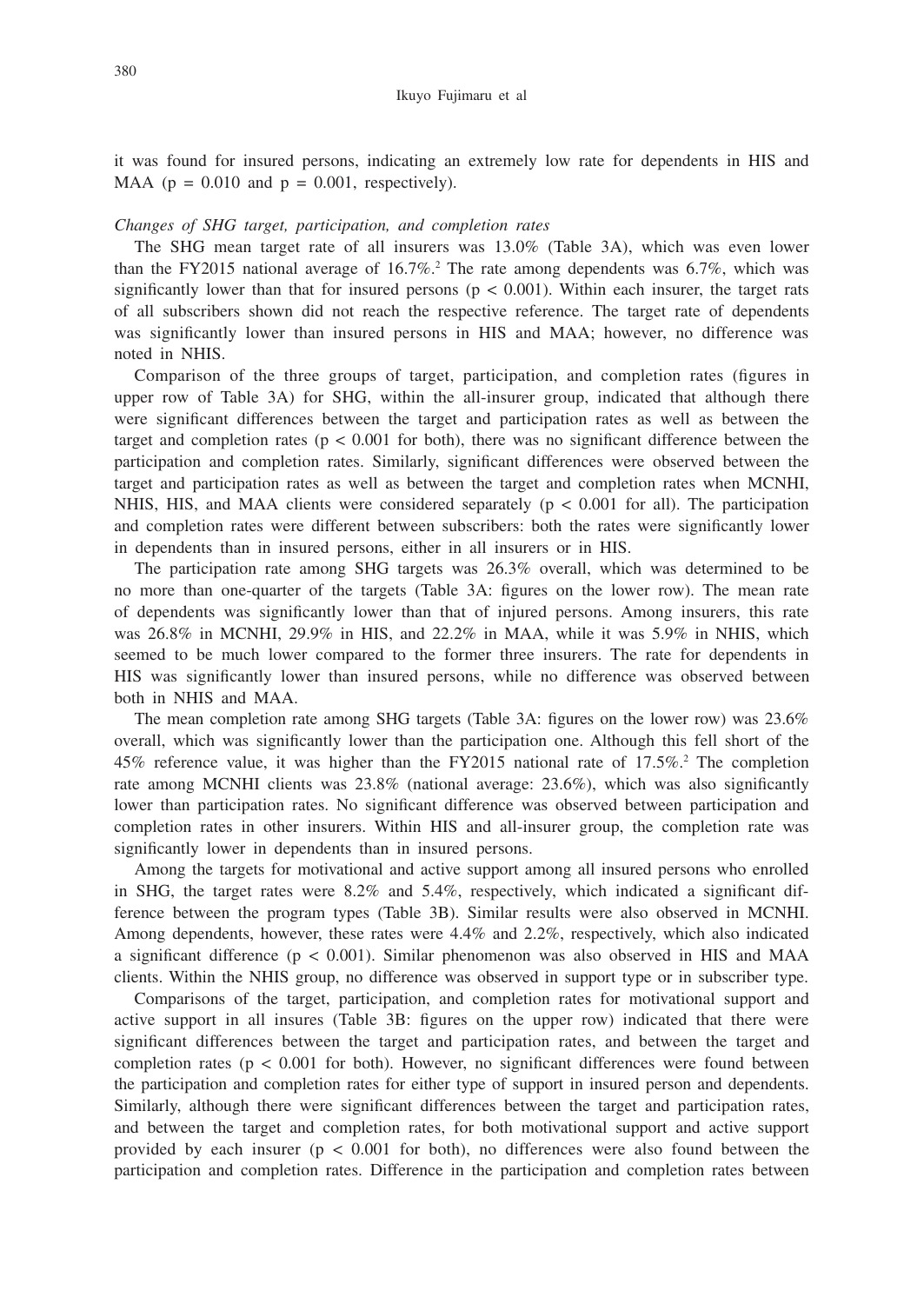it was found for insured persons, indicating an extremely low rate for dependents in HIS and MAA ($p = 0.010$ and $p = 0.001$, respectively).

*Changes of SHG target, participation, and completion rates*

The SHG mean target rate of all insurers was 13.0% (Table 3A), which was even lower than the FY2015 national average of 16.7%.[2] The rate among dependents was 6.7%, which was significantly lower than that for insured persons ($p < 0.001$). Within each insurer, the target rats of all subscribers shown did not reach the respective reference. The target rate of dependents was significantly lower than insured persons in HIS and MAA; however, no difference was noted in NHIS.

Comparison of the three groups of target, participation, and completion rates (figures in upper row of Table 3A) for SHG, within the all-insurer group, indicated that although there were significant differences between the target and participation rates as well as between the target and completion rates ($p < 0.001$ for both), there was no significant difference between the participation and completion rates. Similarly, significant differences were observed between the target and participation rates as well as between the target and completion rates when MCNHI, NHIS, HIS, and MAA clients were considered separately ($p < 0.001$ for all). The participation and completion rates were different between subscribers: both the rates were significantly lower in dependents than in insured persons, either in all insurers or in HIS.

The participation rate among SHG targets was 26.3% overall, which was determined to be no more than one-quarter of the targets (Table 3A: figures on the lower row). The mean rate of dependents was significantly lower than that of injured persons. Among insurers, this rate was 26.8% in MCNHI, 29.9% in HIS, and 22.2% in MAA, while it was 5.9% in NHIS, which seemed to be much lower compared to the former three insurers. The rate for dependents in HIS was significantly lower than insured persons, while no difference was observed between both in NHIS and MAA.

The mean completion rate among SHG targets (Table 3A: figures on the lower row) was 23.6% overall, which was significantly lower than the participation one. Although this fell short of the 45% reference value, it was higher than the FY2015 national rate of 17.5%.[2] The completion rate among MCNHI clients was 23.8% (national average: 23.6%), which was also significantly lower than participation rates. No significant difference was observed between participation and completion rates in other insurers. Within HIS and all-insurer group, the completion rate was significantly lower in dependents than in insured persons.

Among the targets for motivational and active support among all insured persons who enrolled in SHG, the target rates were 8.2% and 5.4%, respectively, which indicated a significant difference between the program types (Table 3B). Similar results were also observed in MCNHI. Among dependents, however, these rates were 4.4% and 2.2%, respectively, which also indicated a significant difference ($p < 0.001$). Similar phenomenon was also observed in HIS and MAA clients. Within the NHIS group, no difference was observed in support type or in subscriber type.

Comparisons of the target, participation, and completion rates for motivational support and active support in all insures (Table 3B: figures on the upper row) indicated that there were significant differences between the target and participation rates, and between the target and completion rates ($p < 0.001$ for both). However, no significant differences were found between the participation and completion rates for either type of support in insured person and dependents. Similarly, although there were significant differences between the target and participation rates, and between the target and completion rates, for both motivational support and active support provided by each insurer ($p < 0.001$ for both), no differences were also found between the participation and completion rates. Difference in the participation and completion rates between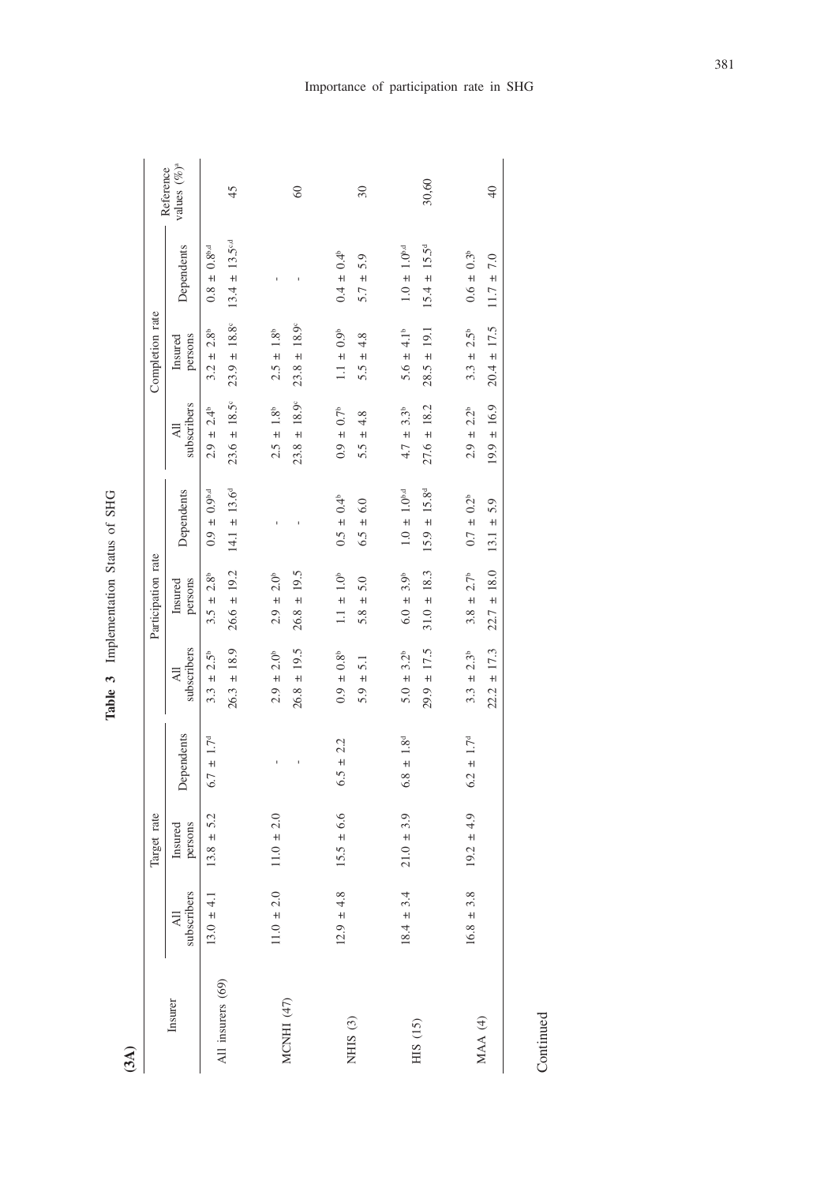**Table 3** Implementation Status of SHG

**(3A)**

| Insurer | Target rate | | | Participation rate | | | Completion rate | | | Reference values (%)[a] |
|---|---|---|---|---|---|---|---|---|---|---|
| | All subscribers | Insured persons | Dependents | All subscribers | Insured persons | Dependents | All subscribers | Insured persons | Dependents | |
| All insurers (69) | 13.0 ± 4.1 | 13.8 ± 5.2 | 6.7 ± 1.7[d] | 3.3 ± 2.5[b] | 3.5 ± 2.8[b] | 0.9 ± 0.9[b,d] | 2.9 ± 2.4[b] | 3.2 ± 2.8[b] | 0.8 ± 0.8[b,d] | |
| | | | | 26.3 ± 18.9 | 26.6 ± 19.2 | 14.1 ± 13.6[d] | 23.6 ± 18.5[c] | 23.9 ± 18.8[c] | 13.4 ± 13.5[c,d] | 45 |
| MCNHI (47) | 11.0 ± 2.0 | 11.0 ± 2.0 | - | 2.9 ± 2.0[b] | 2.9 ± 2.0[b] | - | 2.5 ± 1.8[b] | 2.5 ± 1.8[b] | - | |
| | | | - | 26.8 ± 19.5 | 26.8 ± 19.5 | - | 23.8 ± 18.9[c] | 23.8 ± 18.9[c] | - | 60 |
| NHIS (3) | 12.9 ± 4.8 | 15.5 ± 6.6 | 6.5 ± 2.2 | 0.9 ± 0.8[b] | 1.1 ± 1.0[b] | 0.5 ± 0.4[b] | 0.9 ± 0.7[b] | 1.1 ± 0.9[b] | 0.4 ± 0.4[b] | |
| | | | | 5.9 ± 5.1 | 5.8 ± 5.0 | 6.5 ± 6.0 | 5.5 ± 4.8 | 5.5 ± 4.8 | 5.7 ± 5.9 | 30 |
| HIS (15) | 18.4 ± 3.4 | 21.0 ± 3.9 | 6.8 ± 1.8[d] | 5.0 ± 3.2[b] | 6.0 ± 3.9[b] | 1.0 ± 1.0[b,d] | 4.7 ± 3.3[b] | 5.6 ± 4.1[b] | 1.0 ± 1.0[b,d] | |
| | | | | 29.9 ± 17.5 | 31.0 ± 18.3 | 15.9 ± 15.8[d] | 27.6 ± 18.2 | 28.5 ± 19.1 | 15.4 ± 15.5[d] | 30,60 |
| MAA (4) | 16.8 ± 3.8 | 19.2 ± 4.9 | 6.2 ± 1.7[d] | 3.3 ± 2.3[b] | 3.8 ± 2.7[b] | 0.7 ± 0.2[b] | 2.9 ± 2.2[b] | 3.3 ± 2.5[b] | 0.6 ± 0.3[b] | |
| | | | | 22.2 ± 17.3 | 22.7 ± 18.0 | 13.1 ± 5.9 | 19.9 ± 16.9 | 20.4 ± 17.5 | 11.7 ± 7.0 | 40 |

Continued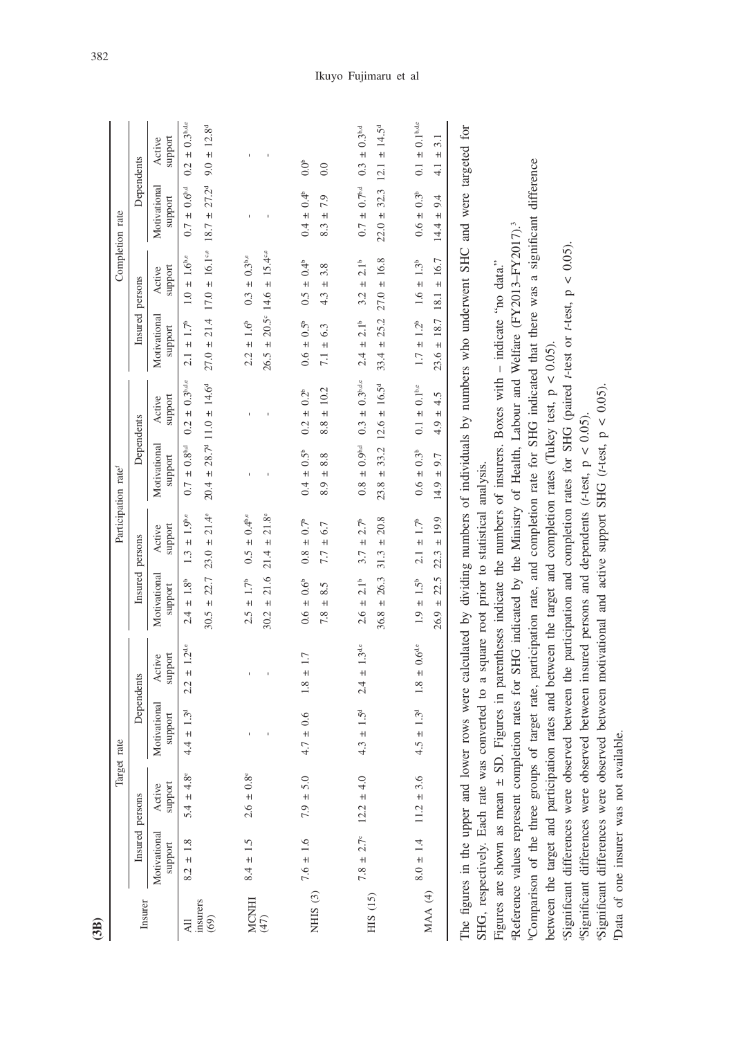**(3B)**

| Insurer | Target rate | | | | Participation rate[f] | | | | Completion rate | | | |
|---|---|---|---|---|---|---|---|---|---|---|---|---|
| | Insured persons | | Dependents | | Insured persons | | Dependents | | Insured persons | | Dependents | |
| | Motivational support | Active support | Motivational support | Active support | Motivational support | Active support | Motivational support | Active support | Motivational support | Active support | Motivational support | Active support |
| All insurers (69) | 8.2 ± 1.8 | 5.4 ± 4.8[e] | 4.4 ± 1.3[d] | 2.2 ± 1.2[d,e] | 2.4 ± 1.8[b] | 1.3 ± 1.9[b,e] | 0.7 ± 0.8[b,d] | 0.2 ± 0.3[b,d,e] | 2.1 ± 1.7[b] | 1.0 ± 1.6[b,e] | 0.7 ± 0.6[b,d] | 0.2 ± 0.3[b,d,e] |
| | | | | | 30.5 ± 22.7 | 23.0 ± 21.4[e] | 20.4 ± 28.7[d] | 11.0 ± 14.6[d] | 27.0 ± 21.4 | 17.0 ± 16.1[c,e] | 18.7 ± 27.2[d] | 9.0 ± 12.8[d] |
| MCNHI (47) | 8.4 ± 1.5 | 2.6 ± 0.8[e] | - | - | 2.5 ± 1.7[b] | 0.5 ± 0.4[b,e] | - | - | 2.2 ± 1.6[b] | 0.3 ± 0.3[b,e] | - | - |
| | | | - | - | 30.2 ± 21.6 | 21.4 ± 21.8[e] | - | - | 26.5 ± 20.5[c] | 14.6 ± 15.4[c,e] | - | - |
| NHIS (3) | 7.6 ± 1.6 | 7.9 ± 5.0 | 4.7 ± 0.6 | 1.8 ± 1.7 | 0.6 ± 0.6[b] | 0.8 ± 0.7[b] | 0.4 ± 0.5[b] | 0.2 ± 0.2[b] | 0.6 ± 0.5[b] | 0.5 ± 0.4[b] | 0.4 ± 0.4[b] | 0.0[b] |
| | | | | | 7.8 ± 8.5 | 7.7 ± 6.7 | 8.9 ± 8.8 | 8.8 ± 10.2 | 7.1 ± 6.3 | 4.3 ± 3.8 | 8.3 ± 7.9 | 0.0 |
| HIS (15) | 7.8 ± 2.7[e] | 12.2 ± 4.0 | 4.3 ± 1.5[d] | 2.4 ± 1.3[d,e] | 2.6 ± 2.1[b] | 3.7 ± 2.7[b] | 0.8 ± 0.9[b,d] | 0.3 ± 0.3[b,d,e] | 2.4 ± 2.1[b] | 3.2 ± 2.1[b] | 0.7 ± 0.7[b,d] | 0.3 ± 0.3[b,d] |
| | | | | | 36.8 ± 26.3 | 31.3 ± 20.8 | 23.8 ± 33.2 | 12.6 ± 16.5[d] | 33.4 ± 25.2 | 27.0 ± 16.8 | 22.0 ± 32.3 | 12.1 ± 14.5[d] |
| MAA (4) | 8.0 ± 1.4 | 11.2 ± 3.6 | 4.5 ± 1.3[d] | 1.8 ± 0.6[d,e] | 1.9 ± 1.5[b] | 2.1 ± 1.7[b] | 0.6 ± 0.3[b] | 0.1 ± 0.1[b,e] | 1.7 ± 1.2[b] | 1.6 ± 1.3[b] | 0.6 ± 0.3[b] | 0.1 ± 0.1[b,d,e] |
| | | | | | 26.9 ± 22.5 | 22.3 ± 19.9 | 14.9 ± 9.7 | 4.9 ± 4.5 | 23.6 ± 18.7 | 18.1 ± 16.7 | 14.4 ± 9.4 | 4.1 ± 3.1 |

The figures in the upper and lower rows were calculated by dividing numbers of individuals by numbers who underwent SHC and were targeted for SHG, respectively. Each rate was converted to a square root prior to statistical analysis.

Figures are shown as mean ± SD. Figures in parentheses indicate the numbers of insurers. Boxes with – indicate "no data."

[a]Reference values represent completion rates for SHG indicated by the Ministry of Health, Labour and Welfare (FY2013–FY2017).[3]

[b]Comparison of the three groups of target rate, participation rate, and completion rate for SHG indicated that there was a significant difference between the target and participation rates and between the target and completion rates (Tukey test, $p < 0.05$).

[c]Significant differences were observed between the participation and completion rates for SHG (paired *t*-test or *t*-test, $p < 0.05$).

[d]Significant differences were observed between insured persons and dependents (*t*-test, $p < 0.05$).

[e]Significant differences were observed between motivational and active support SHG (*t*-test, $p < 0.05$).

[f]Data of one insurer was not available.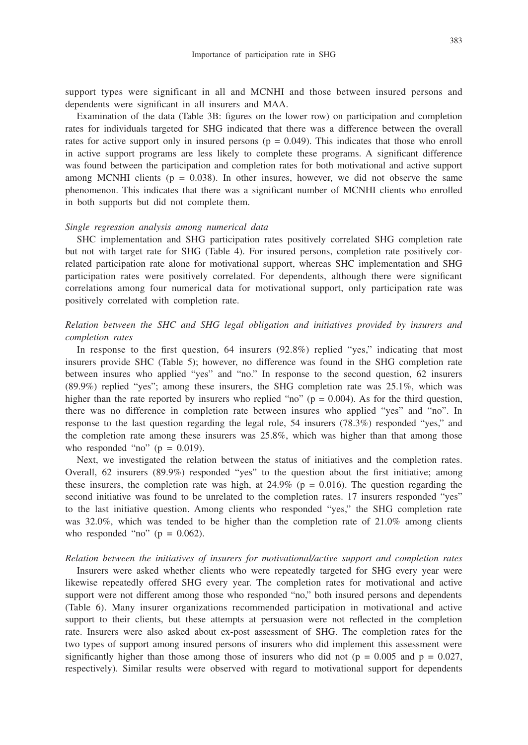support types were significant in all and MCNHI and those between insured persons and dependents were significant in all insurers and MAA.

Examination of the data (Table 3B: figures on the lower row) on participation and completion rates for individuals targeted for SHG indicated that there was a difference between the overall rates for active support only in insured persons ($p = 0.049$). This indicates that those who enroll in active support programs are less likely to complete these programs. A significant difference was found between the participation and completion rates for both motivational and active support among MCNHI clients ($p = 0.038$). In other insures, however, we did not observe the same phenomenon. This indicates that there was a significant number of MCNHI clients who enrolled in both supports but did not complete them.

*Single regression analysis among numerical data*

SHC implementation and SHG participation rates positively correlated SHG completion rate but not with target rate for SHG (Table 4). For insured persons, completion rate positively correlated participation rate alone for motivational support, whereas SHC implementation and SHG participation rates were positively correlated. For dependents, although there were significant correlations among four numerical data for motivational support, only participation rate was positively correlated with completion rate.

*Relation between the SHC and SHG legal obligation and initiatives provided by insurers and completion rates*

In response to the first question, 64 insurers (92.8%) replied "yes," indicating that most insurers provide SHC (Table 5); however, no difference was found in the SHG completion rate between insures who applied "yes" and "no." In response to the second question, 62 insurers (89.9%) replied "yes"; among these insurers, the SHG completion rate was 25.1%, which was higher than the rate reported by insurers who replied "no" ($p = 0.004$). As for the third question, there was no difference in completion rate between insures who applied "yes" and "no". In response to the last question regarding the legal role, 54 insurers (78.3%) responded "yes," and the completion rate among these insurers was 25.8%, which was higher than that among those who responded "no" ($p = 0.019$).

Next, we investigated the relation between the status of initiatives and the completion rates. Overall, 62 insurers (89.9%) responded "yes" to the question about the first initiative; among these insurers, the completion rate was high, at 24.9% ($p = 0.016$). The question regarding the second initiative was found to be unrelated to the completion rates. 17 insurers responded "yes" to the last initiative question. Among clients who responded "yes," the SHG completion rate was 32.0%, which was tended to be higher than the completion rate of 21.0% among clients who responded "no" ($p = 0.062$).

*Relation between the initiatives of insurers for motivational/active support and completion rates*

Insurers were asked whether clients who were repeatedly targeted for SHG every year were likewise repeatedly offered SHG every year. The completion rates for motivational and active support were not different among those who responded "no," both insured persons and dependents (Table 6). Many insurer organizations recommended participation in motivational and active support to their clients, but these attempts at persuasion were not reflected in the completion rate. Insurers were also asked about ex-post assessment of SHG. The completion rates for the two types of support among insured persons of insurers who did implement this assessment were significantly higher than those among those of insurers who did not ($p = 0.005$ and $p = 0.027$, respectively). Similar results were observed with regard to motivational support for dependents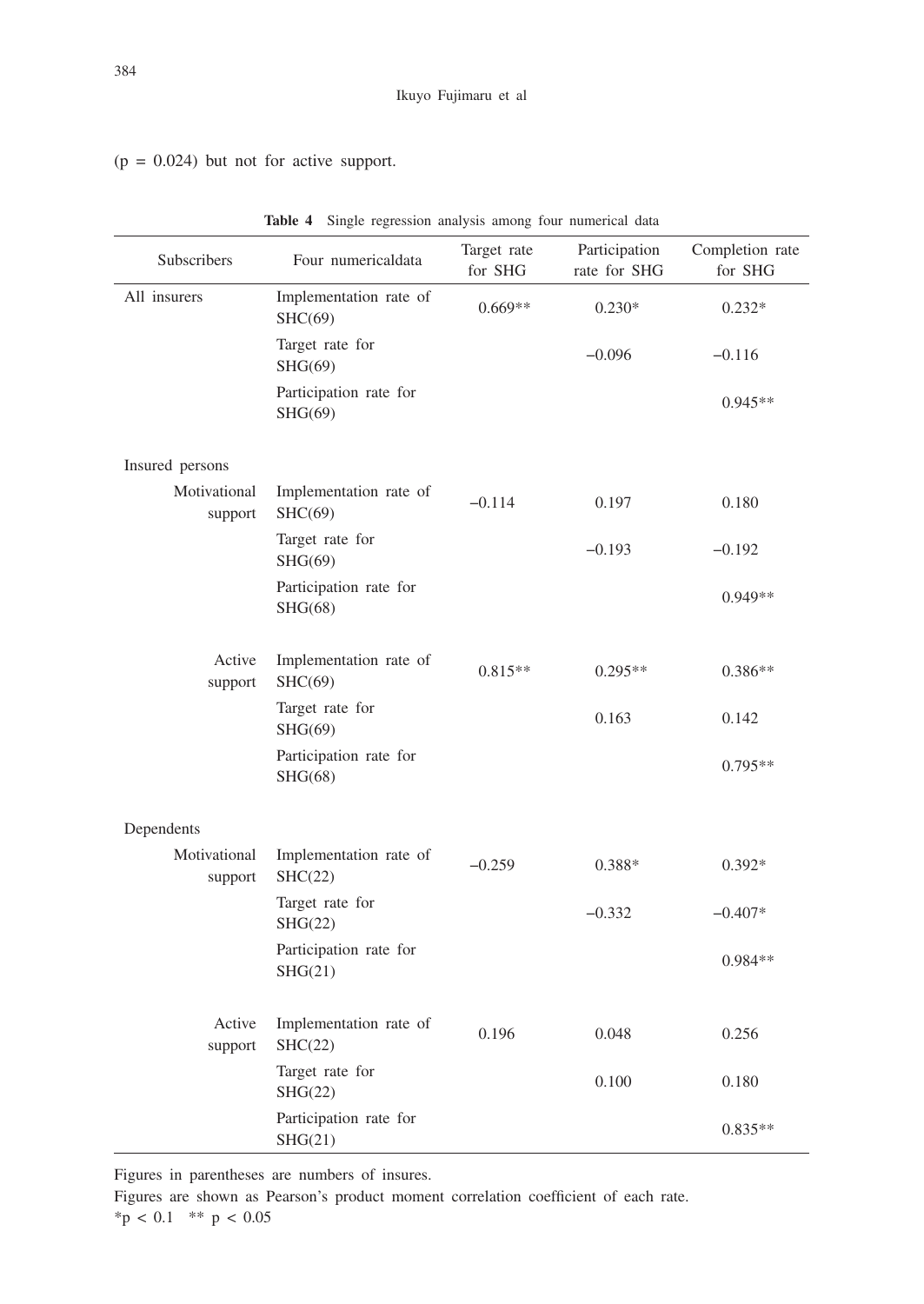($p = 0.024$) but not for active support.

**Table 4** Single regression analysis among four numerical data

| Subscribers | | Four numericaldata | Target rate for SHG | Participation rate for SHG | Completion rate for SHG |
|---|---|---|---|---|---|
| All insurers | | Implementation rate of SHC(69) | 0.669** | 0.230* | 0.232* |
| | | Target rate for SHG(69) | | −0.096 | −0.116 |
| | | Participation rate for SHG(69) | | | 0.945** |
| Insured persons | | | | | |
| | Motivational support | Implementation rate of SHC(69) | −0.114 | 0.197 | 0.180 |
| | | Target rate for SHG(69) | | −0.193 | −0.192 |
| | | Participation rate for SHG(68) | | | 0.949** |
| | Active support | Implementation rate of SHC(69) | 0.815** | 0.295** | 0.386** |
| | | Target rate for SHG(69) | | 0.163 | 0.142 |
| | | Participation rate for SHG(68) | | | 0.795** |
| Dependents | | | | | |
| | Motivational support | Implementation rate of SHC(22) | −0.259 | 0.388* | 0.392* |
| | | Target rate for SHG(22) | | −0.332 | −0.407* |
| | | Participation rate for SHG(21) | | | 0.984** |
| | Active support | Implementation rate of SHC(22) | 0.196 | 0.048 | 0.256 |
| | | Target rate for SHG(22) | | 0.100 | 0.180 |
| | | Participation rate for SHG(21) | | | 0.835** |

Figures in parentheses are numbers of insures.
Figures are shown as Pearson's product moment correlation coefficient of each rate.
*$p < 0.1$ ** $p < 0.05$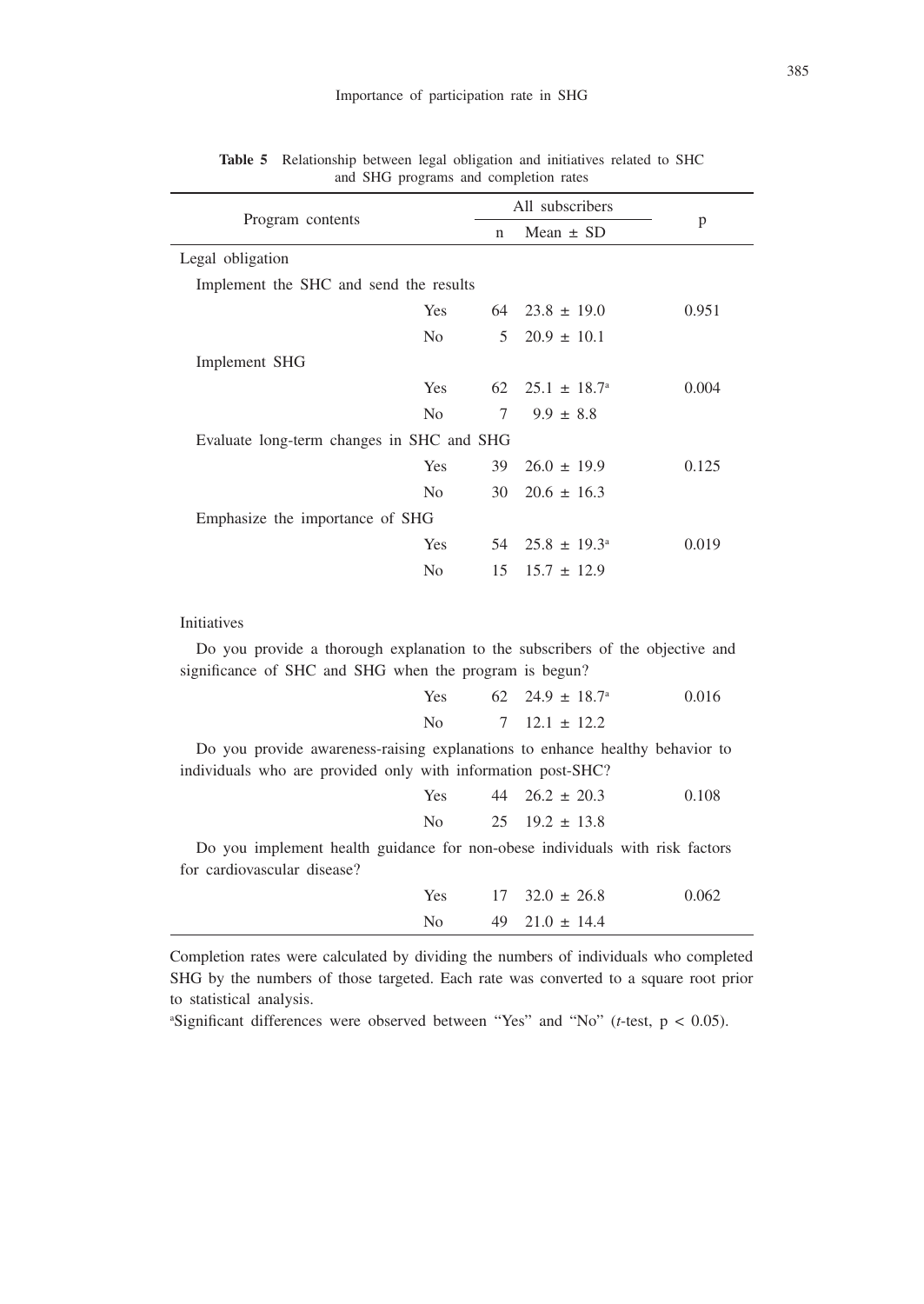**Table 5** Relationship between legal obligation and initiatives related to SHC and SHG programs and completion rates

| Program contents | | All subscribers | | p |
|---|---|---|---|---|
| | | n | Mean ± SD | |
| Legal obligation | | | | |
| Implement the SHC and send the results | | | | |
| | Yes | 64 | 23.8 ± 19.0 | 0.951 |
| | No | 5 | 20.9 ± 10.1 | |
| Implement SHG | | | | |
| | Yes | 62 | 25.1 ± 18.7[a] | 0.004 |
| | No | 7 | 9.9 ± 8.8 | |
| Evaluate long-term changes in SHC and SHG | | | | |
| | Yes | 39 | 26.0 ± 19.9 | 0.125 |
| | No | 30 | 20.6 ± 16.3 | |
| Emphasize the importance of SHG | | | | |
| | Yes | 54 | 25.8 ± 19.3[a] | 0.019 |
| | No | 15 | 15.7 ± 12.9 | |
| Initiatives | | | | |
| Do you provide a thorough explanation to the subscribers of the objective and significance of SHC and SHG when the program is begun? | | | | |
| | Yes | 62 | 24.9 ± 18.7[a] | 0.016 |
| | No | 7 | 12.1 ± 12.2 | |
| Do you provide awareness-raising explanations to enhance healthy behavior to individuals who are provided only with information post-SHC? | | | | |
| | Yes | 44 | 26.2 ± 20.3 | 0.108 |
| | No | 25 | 19.2 ± 13.8 | |
| Do you implement health guidance for non-obese individuals with risk factors for cardiovascular disease? | | | | |
| | Yes | 17 | 32.0 ± 26.8 | 0.062 |
| | No | 49 | 21.0 ± 14.4 | |

Completion rates were calculated by dividing the numbers of individuals who completed SHG by the numbers of those targeted. Each rate was converted to a square root prior to statistical analysis.

[a]Significant differences were observed between "Yes" and "No" (*t*-test, $p < 0.05$).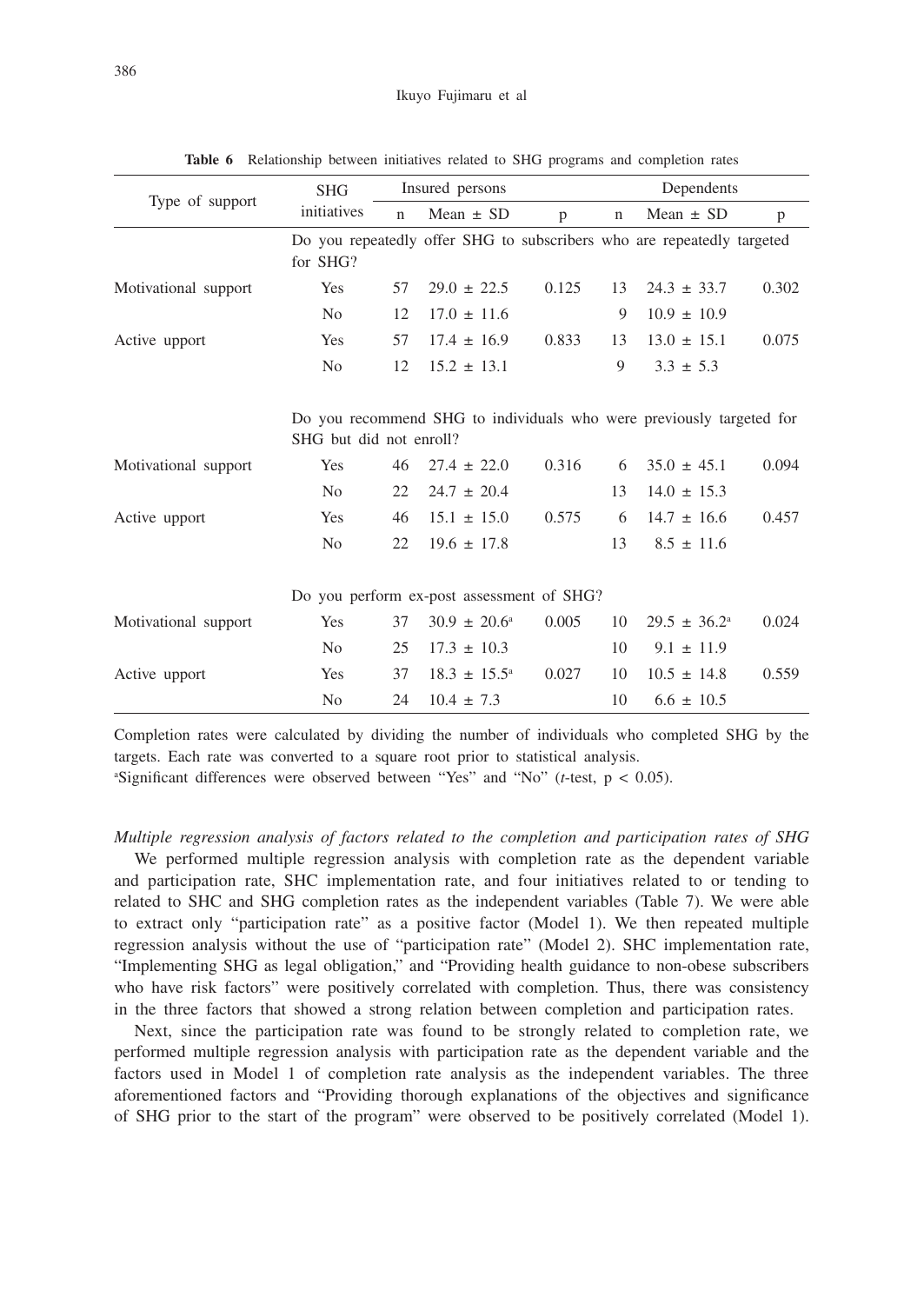**Table 6** Relationship between initiatives related to SHG programs and completion rates

| Type of support | SHG initiatives | Insured persons | | | Dependents | | |
|---|---|---|---|---|---|---|---|
| | | n | Mean ± SD | p | n | Mean ± SD | p |
| | Do you repeatedly offer SHG to subscribers who are repeatedly targeted for SHG? | | | | | | |
| Motivational support | Yes | 57 | 29.0 ± 22.5 | 0.125 | 13 | 24.3 ± 33.7 | 0.302 |
| | No | 12 | 17.0 ± 11.6 | | 9 | 10.9 ± 10.9 | |
| Active upport | Yes | 57 | 17.4 ± 16.9 | 0.833 | 13 | 13.0 ± 15.1 | 0.075 |
| | No | 12 | 15.2 ± 13.1 | | 9 | 3.3 ± 5.3 | |
| | Do you recommend SHG to individuals who were previously targeted for SHG but did not enroll? | | | | | | |
| Motivational support | Yes | 46 | 27.4 ± 22.0 | 0.316 | 6 | 35.0 ± 45.1 | 0.094 |
| | No | 22 | 24.7 ± 20.4 | | 13 | 14.0 ± 15.3 | |
| Active upport | Yes | 46 | 15.1 ± 15.0 | 0.575 | 6 | 14.7 ± 16.6 | 0.457 |
| | No | 22 | 19.6 ± 17.8 | | 13 | 8.5 ± 11.6 | |
| | Do you perform ex-post assessment of SHG? | | | | | | |
| Motivational support | Yes | 37 | 30.9 ± 20.6[a] | 0.005 | 10 | 29.5 ± 36.2[a] | 0.024 |
| | No | 25 | 17.3 ± 10.3 | | 10 | 9.1 ± 11.9 | |
| Active upport | Yes | 37 | 18.3 ± 15.5[a] | 0.027 | 10 | 10.5 ± 14.8 | 0.559 |
| | No | 24 | 10.4 ± 7.3 | | 10 | 6.6 ± 10.5 | |

Completion rates were calculated by dividing the number of individuals who completed SHG by the targets. Each rate was converted to a square root prior to statistical analysis.

[a]Significant differences were observed between "Yes" and "No" (*t*-test, $p < 0.05$).

*Multiple regression analysis of factors related to the completion and participation rates of SHG*

We performed multiple regression analysis with completion rate as the dependent variable and participation rate, SHC implementation rate, and four initiatives related to or tending to related to SHC and SHG completion rates as the independent variables (Table 7). We were able to extract only "participation rate" as a positive factor (Model 1). We then repeated multiple regression analysis without the use of "participation rate" (Model 2). SHC implementation rate, "Implementing SHG as legal obligation," and "Providing health guidance to non-obese subscribers who have risk factors" were positively correlated with completion. Thus, there was consistency in the three factors that showed a strong relation between completion and participation rates.

Next, since the participation rate was found to be strongly related to completion rate, we performed multiple regression analysis with participation rate as the dependent variable and the factors used in Model 1 of completion rate analysis as the independent variables. The three aforementioned factors and "Providing thorough explanations of the objectives and significance of SHG prior to the start of the program" were observed to be positively correlated (Model 1).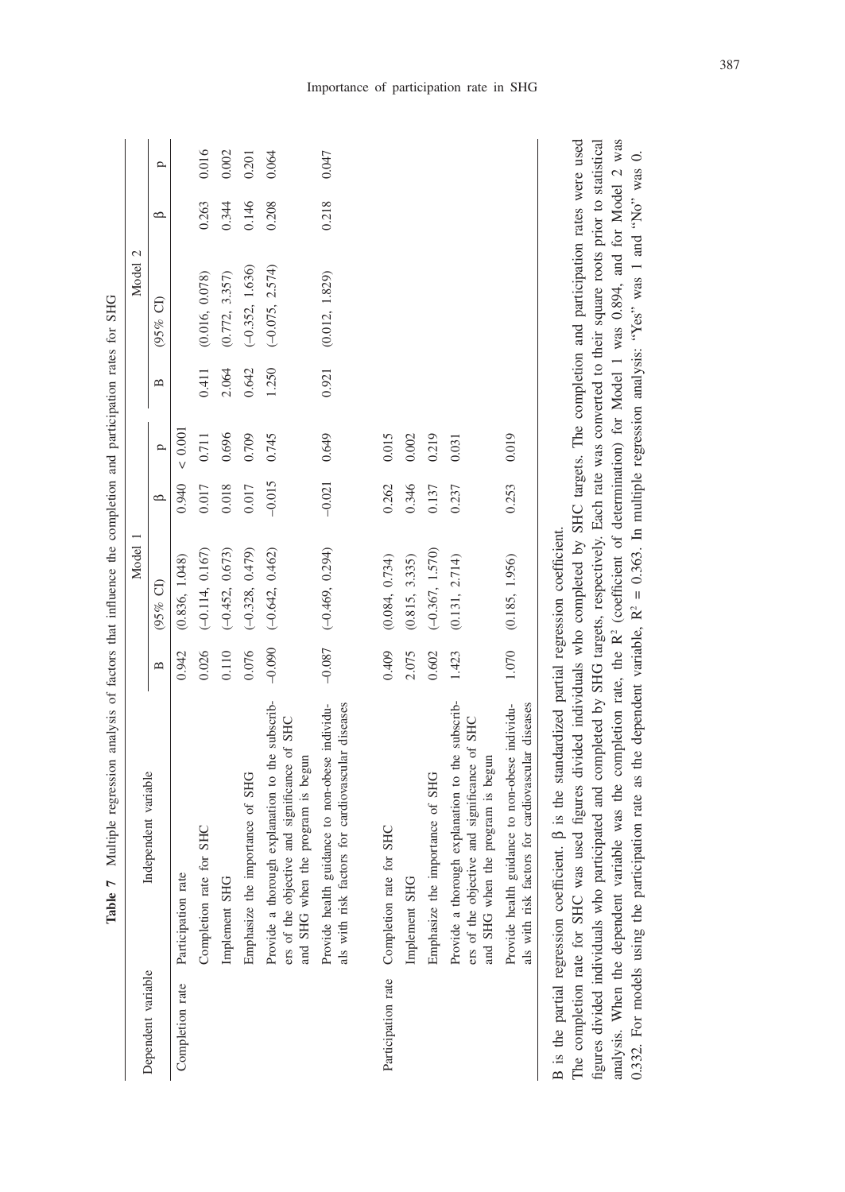**Table 7** Multiple regression analysis of factors that influence the completion and participation rates for SHG

| Dependent variable | Independent variable | Model 1 | | | | Model 2 | | | |
|---|---|---|---|---|---|---|---|---|---|
| | | B | (95% CI) | β | P | B | (95% CI) | β | P |
| Completion rate | Participation rate | 0.942 | (0.836, 1.048) | 0.940 | < 0.001 | | | | |
| | Completion rate for SHC | 0.026 | (−0.114, 0.167) | 0.017 | 0.711 | 0.411 | (0.016, 0.078) | 0.263 | 0.016 |
| | Implement SHG | 0.110 | (−0.452, 0.673) | 0.018 | 0.696 | 2.064 | (0.772, 3.357) | 0.344 | 0.002 |
| | Emphasize the importance of SHG | 0.076 | (−0.328, 0.479) | 0.017 | 0.709 | 0.642 | (−0.352, 1.636) | 0.146 | 0.201 |
| | Provide a thorough explanation to the subscribers of the objective and significance of SHC and SHG when the program is begun | −0.090 | (−0.642, 0.462) | −0.015 | 0.745 | 1.250 | (−0.075, 2.574) | 0.208 | 0.064 |
| | Provide health guidance to non-obese individuals with risk factors for cardiovascular diseases | −0.087 | (−0.469, 0.294) | −0.021 | 0.649 | 0.921 | (0.012, 1.829) | 0.218 | 0.047 |
| Participation rate | Completion rate for SHC | 0.409 | (0.084, 0.734) | 0.262 | 0.015 | | | | |
| | Implement SHG | 2.075 | (0.815, 3.335) | 0.346 | 0.002 | | | | |
| | Emphasize the importance of SHG | 0.602 | (−0.367, 1.570) | 0.137 | 0.219 | | | | |
| | Provide a thorough explanation to the subscribers of the objective and significance of SHC and SHG when the program is begun | 1.423 | (0.131, 2.714) | 0.237 | 0.031 | | | | |
| | Provide health guidance to non-obese individuals with risk factors for cardiovascular diseases | 1.070 | (0.185, 1.956) | 0.253 | 0.019 | | | | |

B is the partial regression coefficient. β is the standardized partial regression coefficient.
The completion rate for SHC was used figures divided individuals who completed by SHC targets. The completion and participation rates were used figures divided individuals who participated and completed by SHG targets, respectively. Each rate was converted to their square roots prior to statistical analysis. When the dependent variable was the completion rate, the $R^2$ (coefficient of determination) for Model 1 was 0.894, and for Model 2 was 0.332. For models using the participation rate as the dependent variable, $R^2 = 0.363$. In multiple regression analysis: "Yes" was 1 and "No" was 0.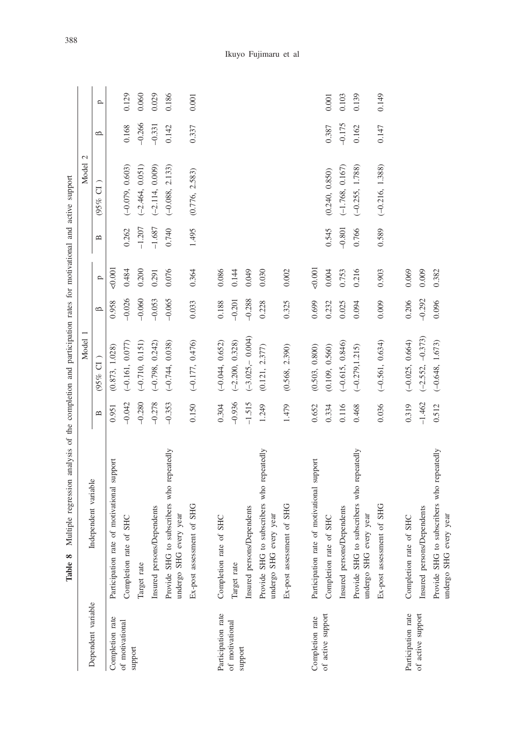**Table 8** Multiple regression analysis of the completion and participation rates for motivational and active support

| Dependent variable | Independent variable | Model 1 | | | | Model 2 | | | |
|---|---|---|---|---|---|---|---|---|---|
| | | B | (95% CI ) | β | p | B | (95% CI ) | β | p |
| Completion rate of motivational support | Participation rate of motivational support | 0.951 | (0.873, 1.028) | 0.958 | <0.001 | | | | |
| | Completion rate of SHC | –0.042 | (–0.161, 0.077) | –0.026 | 0.484 | 0.262 | (–0.079, 0.603) | 0.168 | 0.129 |
| | Target rate | –0.280 | (–0.710, 0.151) | –0.060 | 0.200 | –1.207 | (–2.464, 0.051) | –0.266 | 0.060 |
| | Insured persons/Dependents | –0.278 | (–0.798, 0.242) | –0.053 | 0.291 | –1.687 | (–2.114, 0.009) | –0.331 | 0.029 |
| | Provide SHG to subscribers who repeatedly undergo SHG every year | –0.353 | (–0.744, 0.038) | –0.065 | 0.076 | 0.740 | (–0.088, 2.133) | 0.142 | 0.186 |
| | Ex-post assessment of SHG | 0.150 | (–0.177, 0.476) | 0.033 | 0.364 | 1.495 | (0.776, 2.583) | 0.337 | 0.001 |
| Participation rate of motivational support | Completion rate of SHC | 0.304 | (–0.044, 0.652) | 0.188 | 0.086 | | | | |
| | Target rate | –0.936 | (–2.200, 0.328) | –0.201 | 0.144 | | | | |
| | Insured persons/Dependents | –1.515 | (–3.025,– 0.004) | –0.288 | 0.049 | | | | |
| | Provide SHG to subscribers who repeatedly undergo SHG every year | 1.249 | (0.121, 2.377) | 0.228 | 0.030 | | | | |
| | Ex-post assessment of SHG | 1.479 | (0.568, 2.390) | 0.325 | 0.002 | | | | |
| Completion rate of active support | Participation rate of motivational support | 0.652 | (0.503, 0.800) | 0.699 | <0.001 | | | | |
| | Completion rate of SHC | 0.334 | (0.109, 0.560) | 0.232 | 0.004 | 0.545 | (0.240, 0.850) | 0.387 | 0.001 |
| | Insured persons/Dependents | 0.116 | (–0.615, 0.846) | 0.025 | 0.753 | –0.801 | (–1.768, 0.167) | –0.175 | 0.103 |
| | Provide SHG to subscribers who repeatedly undergo SHG every year | 0.468 | (–0.279,1.215) | 0.094 | 0.216 | 0.766 | (–0.255, 1.788) | 0.162 | 0.139 |
| | Ex-post assessment of SHG | 0.036 | (–0.561, 0.634) | 0.009 | 0.903 | 0.589 | (–0.216, 1.388) | 0.147 | 0.149 |
| Participation rate of active support | Completion rate of SHC | 0.319 | (–0.025, 0.664) | 0.206 | 0.069 | | | | |
| | Insured persons/Dependents | –1.462 | (–2.552, –0.373) | –0.292 | 0.009 | | | | |
| | Provide SHG to subscribers who repeatedly undergo SHG every year | 0.512 | (–0.648, 1.673) | 0.096 | 0.382 | | | | |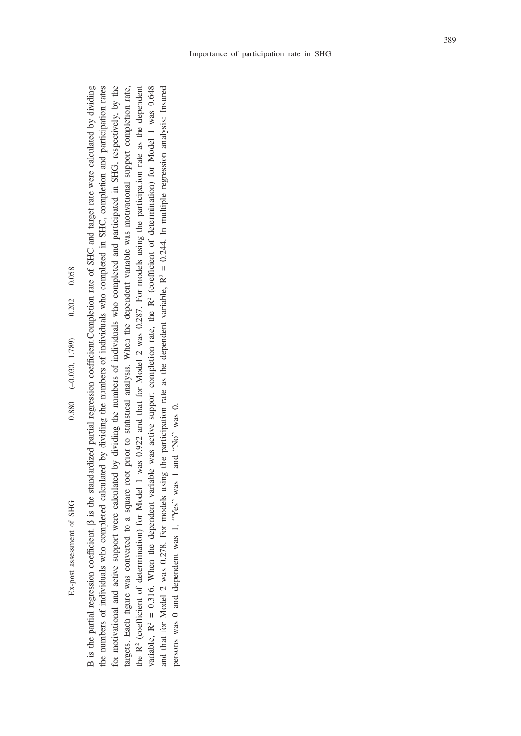| Ex-post assessment of SHG | 0.880 | (−0.030, 1.789) | 0.202 | 0.058 |
|---|---|---|---|---|

B is the partial regression coefficient. β is the standardized partial regression coefficient. Completion rate of SHC and target rate were calculated by dividing the numbers of individuals who completed calculated by dividing the numbers of individuals who completed in SHC, completion and participation rates for motivational and active support were calculated by dividing the numbers of individuals who completed and participated in SHG, respectively, by the targets. Each figure was converted to a square root prior to statistical analysis. When the dependent variable was motivational support completion rate, the $R^2$ (coefficient of determination) for Model 1 was 0.922 and that for Model 2 was 0.287. For models using the participation rate as the dependent variable, $R^2$ = 0.316. When the dependent variable was active support completion rate, the $R^2$ (coefficient of determination) for Model 1 was 0.648 and that for Model 2 was 0.278. For models using the participation rate as the dependent variable, $R^2$ = 0.244. In multiple regression analysis: Insured persons was 0 and dependent was 1, "Yes" was 1 and "No" was 0.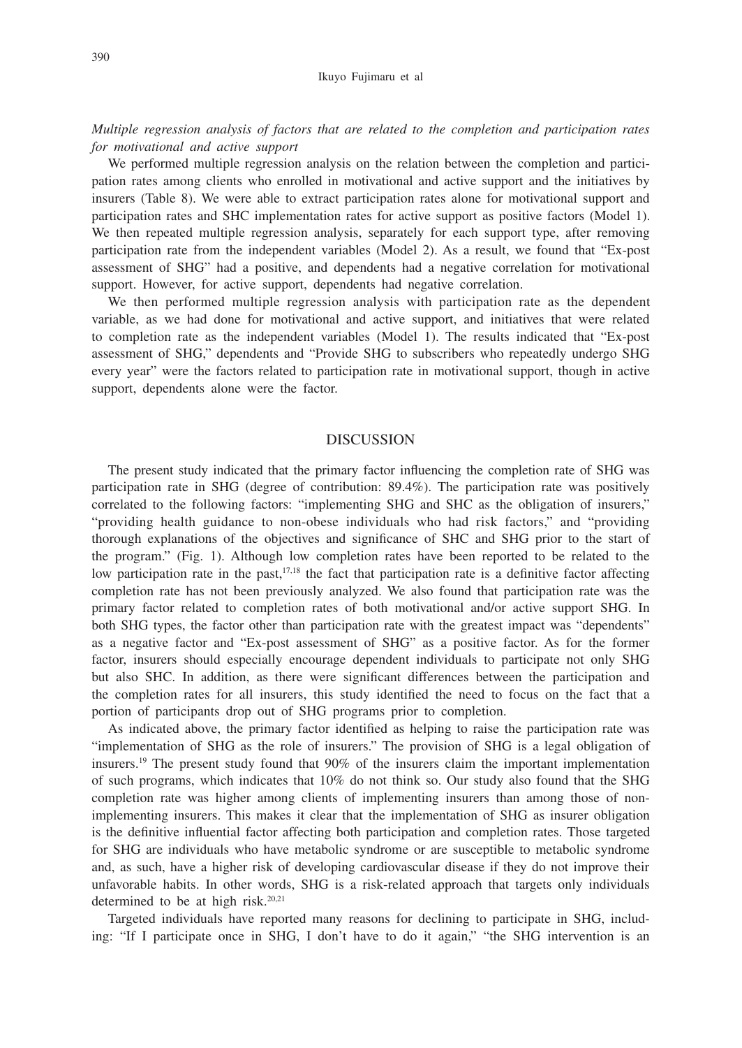*Multiple regression analysis of factors that are related to the completion and participation rates for motivational and active support*

We performed multiple regression analysis on the relation between the completion and participation rates among clients who enrolled in motivational and active support and the initiatives by insurers (Table 8). We were able to extract participation rates alone for motivational support and participation rates and SHC implementation rates for active support as positive factors (Model 1). We then repeated multiple regression analysis, separately for each support type, after removing participation rate from the independent variables (Model 2). As a result, we found that "Ex-post assessment of SHG" had a positive, and dependents had a negative correlation for motivational support. However, for active support, dependents had negative correlation.

We then performed multiple regression analysis with participation rate as the dependent variable, as we had done for motivational and active support, and initiatives that were related to completion rate as the independent variables (Model 1). The results indicated that "Ex-post assessment of SHG," dependents and "Provide SHG to subscribers who repeatedly undergo SHG every year" were the factors related to participation rate in motivational support, though in active support, dependents alone were the factor.

## DISCUSSION

The present study indicated that the primary factor influencing the completion rate of SHG was participation rate in SHG (degree of contribution: 89.4%). The participation rate was positively correlated to the following factors: "implementing SHG and SHC as the obligation of insurers," "providing health guidance to non-obese individuals who had risk factors," and "providing thorough explanations of the objectives and significance of SHC and SHG prior to the start of the program." (Fig. 1). Although low completion rates have been reported to be related to the low participation rate in the past,[17,18] the fact that participation rate is a definitive factor affecting completion rate has not been previously analyzed. We also found that participation rate was the primary factor related to completion rates of both motivational and/or active support SHG. In both SHG types, the factor other than participation rate with the greatest impact was "dependents" as a negative factor and "Ex-post assessment of SHG" as a positive factor. As for the former factor, insurers should especially encourage dependent individuals to participate not only SHG but also SHC. In addition, as there were significant differences between the participation and the completion rates for all insurers, this study identified the need to focus on the fact that a portion of participants drop out of SHG programs prior to completion.

As indicated above, the primary factor identified as helping to raise the participation rate was "implementation of SHG as the role of insurers." The provision of SHG is a legal obligation of insurers.[19] The present study found that 90% of the insurers claim the important implementation of such programs, which indicates that 10% do not think so. Our study also found that the SHG completion rate was higher among clients of implementing insurers than among those of non-implementing insurers. This makes it clear that the implementation of SHG as insurer obligation is the definitive influential factor affecting both participation and completion rates. Those targeted for SHG are individuals who have metabolic syndrome or are susceptible to metabolic syndrome and, as such, have a higher risk of developing cardiovascular disease if they do not improve their unfavorable habits. In other words, SHG is a risk-related approach that targets only individuals determined to be at high risk.[20,21]

Targeted individuals have reported many reasons for declining to participate in SHG, including: "If I participate once in SHG, I don't have to do it again," "the SHG intervention is an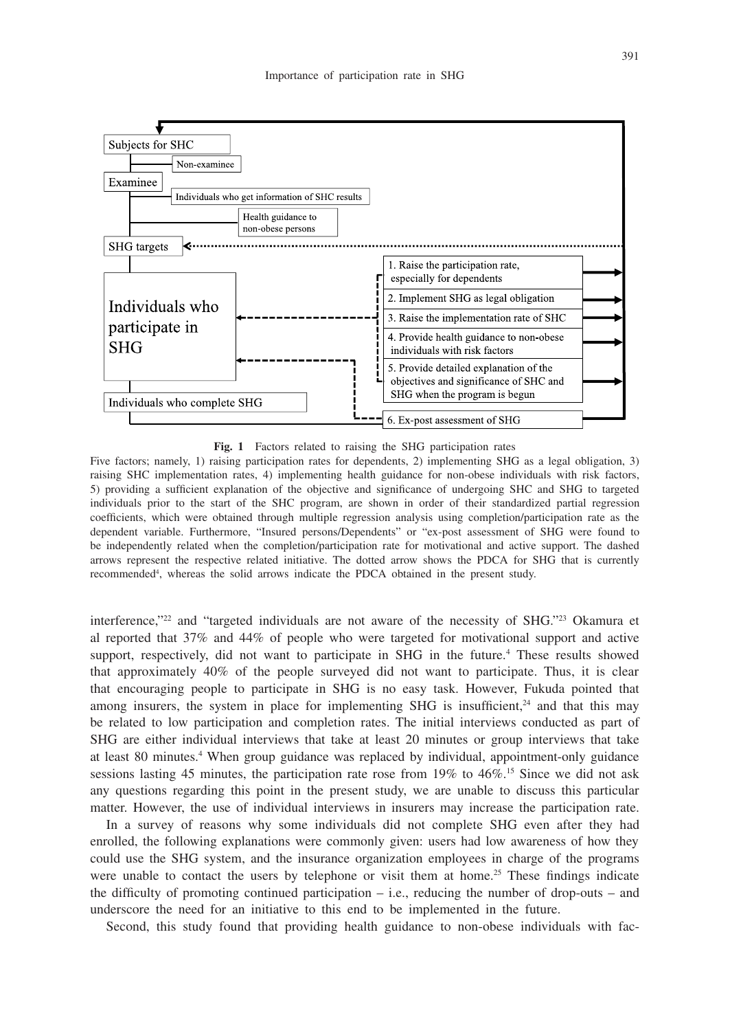Subjects for SHC

Non-examinee

Examinee

Individuals who get information of SHC results

Health guidance to non-obese persons

SHG targets

Individuals who participate in SHG

1. Raise the participation rate, especially for dependents

2. Implement SHG as legal obligation

3. Raise the implementation rate of SHC

4. Provide health guidance to non-obese individuals with risk factors

5. Provide detailed explanation of the objectives and significance of SHC and SHG when the program is begun

Individuals who complete SHG

6. Ex-post assessment of SHG

**Fig. 1** Factors related to raising the SHG participation rates

Five factors; namely, 1) raising participation rates for dependents, 2) implementing SHG as a legal obligation, 3) raising SHC implementation rates, 4) implementing health guidance for non-obese individuals with risk factors, 5) providing a sufficient explanation of the objective and significance of undergoing SHC and SHG to targeted individuals prior to the start of the SHC program, are shown in order of their standardized partial regression coefficients, which were obtained through multiple regression analysis using completion/participation rate as the dependent variable. Furthermore, "Insured persons/Dependents" or "ex-post assessment of SHG were found to be independently related when the completion/participation rate for motivational and active support. The dashed arrows represent the respective related initiative. The dotted arrow shows the PDCA for SHG that is currently recommended[4], whereas the solid arrows indicate the PDCA obtained in the present study.

interference,"[22] and "targeted individuals are not aware of the necessity of SHG."[23] Okamura et al reported that 37% and 44% of people who were targeted for motivational support and active support, respectively, did not want to participate in SHG in the future.[4] These results showed that approximately 40% of the people surveyed did not want to participate. Thus, it is clear that encouraging people to participate in SHG is no easy task. However, Fukuda pointed that among insurers, the system in place for implementing SHG is insufficient,[24] and that this may be related to low participation and completion rates. The initial interviews conducted as part of SHG are either individual interviews that take at least 20 minutes or group interviews that take at least 80 minutes.[4] When group guidance was replaced by individual, appointment-only guidance sessions lasting 45 minutes, the participation rate rose from 19% to 46%.[15] Since we did not ask any questions regarding this point in the present study, we are unable to discuss this particular matter. However, the use of individual interviews in insurers may increase the participation rate.

In a survey of reasons why some individuals did not complete SHG even after they had enrolled, the following explanations were commonly given: users had low awareness of how they could use the SHG system, and the insurance organization employees in charge of the programs were unable to contact the users by telephone or visit them at home.[25] These findings indicate the difficulty of promoting continued participation – i.e., reducing the number of drop-outs – and underscore the need for an initiative to this end to be implemented in the future.

Second, this study found that providing health guidance to non-obese individuals with fac-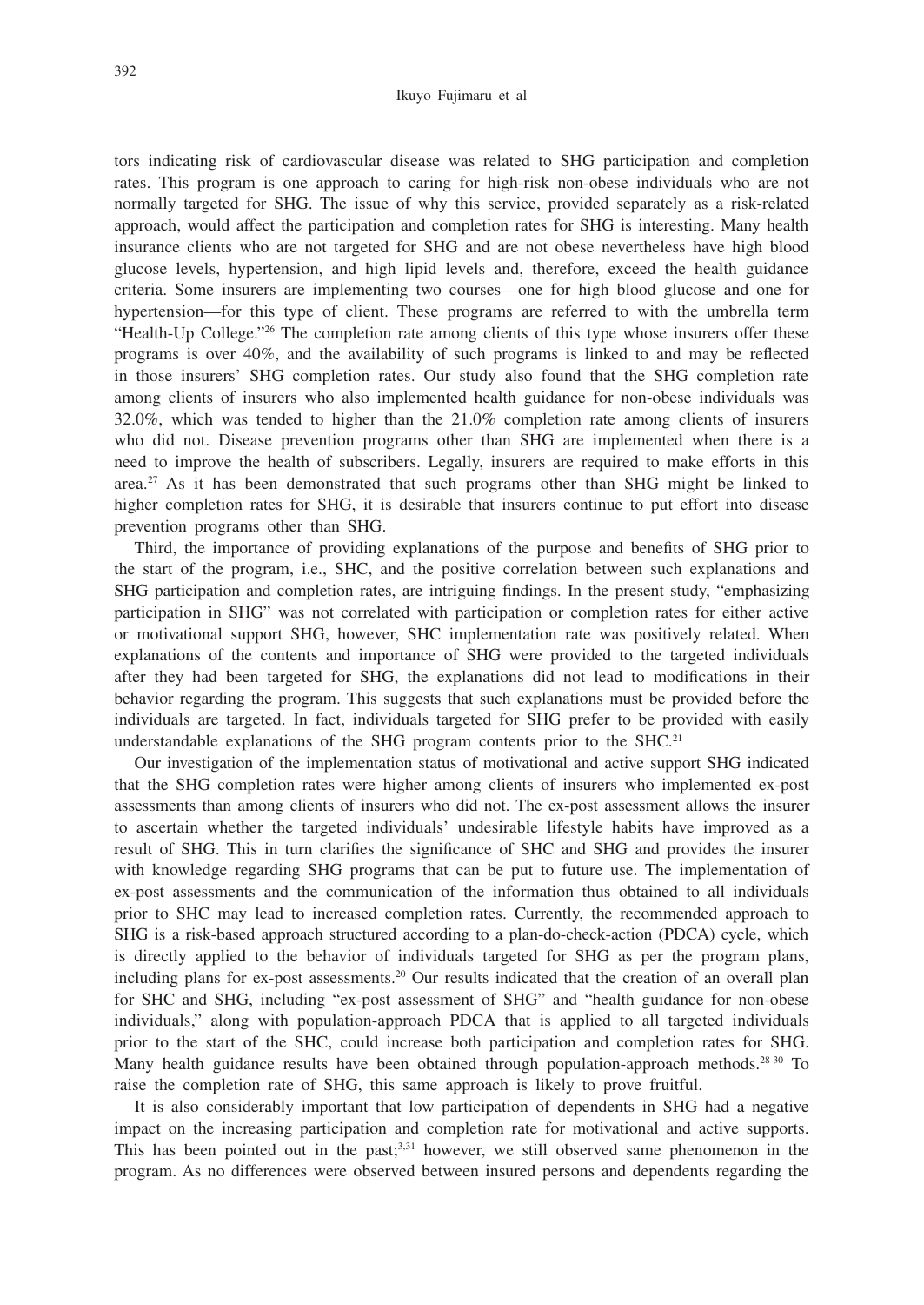tors indicating risk of cardiovascular disease was related to SHG participation and completion rates. This program is one approach to caring for high-risk non-obese individuals who are not normally targeted for SHG. The issue of why this service, provided separately as a risk-related approach, would affect the participation and completion rates for SHG is interesting. Many health insurance clients who are not targeted for SHG and are not obese nevertheless have high blood glucose levels, hypertension, and high lipid levels and, therefore, exceed the health guidance criteria. Some insurers are implementing two courses—one for high blood glucose and one for hypertension—for this type of client. These programs are referred to with the umbrella term "Health-Up College."[26] The completion rate among clients of this type whose insurers offer these programs is over 40%, and the availability of such programs is linked to and may be reflected in those insurers' SHG completion rates. Our study also found that the SHG completion rate among clients of insurers who also implemented health guidance for non-obese individuals was 32.0%, which was tended to higher than the 21.0% completion rate among clients of insurers who did not. Disease prevention programs other than SHG are implemented when there is a need to improve the health of subscribers. Legally, insurers are required to make efforts in this area.[27] As it has been demonstrated that such programs other than SHG might be linked to higher completion rates for SHG, it is desirable that insurers continue to put effort into disease prevention programs other than SHG.

Third, the importance of providing explanations of the purpose and benefits of SHG prior to the start of the program, i.e., SHC, and the positive correlation between such explanations and SHG participation and completion rates, are intriguing findings. In the present study, "emphasizing participation in SHG" was not correlated with participation or completion rates for either active or motivational support SHG, however, SHC implementation rate was positively related. When explanations of the contents and importance of SHG were provided to the targeted individuals after they had been targeted for SHG, the explanations did not lead to modifications in their behavior regarding the program. This suggests that such explanations must be provided before the individuals are targeted. In fact, individuals targeted for SHG prefer to be provided with easily understandable explanations of the SHG program contents prior to the SHC.[21]

Our investigation of the implementation status of motivational and active support SHG indicated that the SHG completion rates were higher among clients of insurers who implemented ex-post assessments than among clients of insurers who did not. The ex-post assessment allows the insurer to ascertain whether the targeted individuals' undesirable lifestyle habits have improved as a result of SHG. This in turn clarifies the significance of SHC and SHG and provides the insurer with knowledge regarding SHG programs that can be put to future use. The implementation of ex-post assessments and the communication of the information thus obtained to all individuals prior to SHC may lead to increased completion rates. Currently, the recommended approach to SHG is a risk-based approach structured according to a plan-do-check-action (PDCA) cycle, which is directly applied to the behavior of individuals targeted for SHG as per the program plans, including plans for ex-post assessments.[20] Our results indicated that the creation of an overall plan for SHC and SHG, including "ex-post assessment of SHG" and "health guidance for non-obese individuals," along with population-approach PDCA that is applied to all targeted individuals prior to the start of the SHC, could increase both participation and completion rates for SHG. Many health guidance results have been obtained through population-approach methods.[28-30] To raise the completion rate of SHG, this same approach is likely to prove fruitful.

It is also considerably important that low participation of dependents in SHG had a negative impact on the increasing participation and completion rate for motivational and active supports. This has been pointed out in the past;[3,31] however, we still observed same phenomenon in the program. As no differences were observed between insured persons and dependents regarding the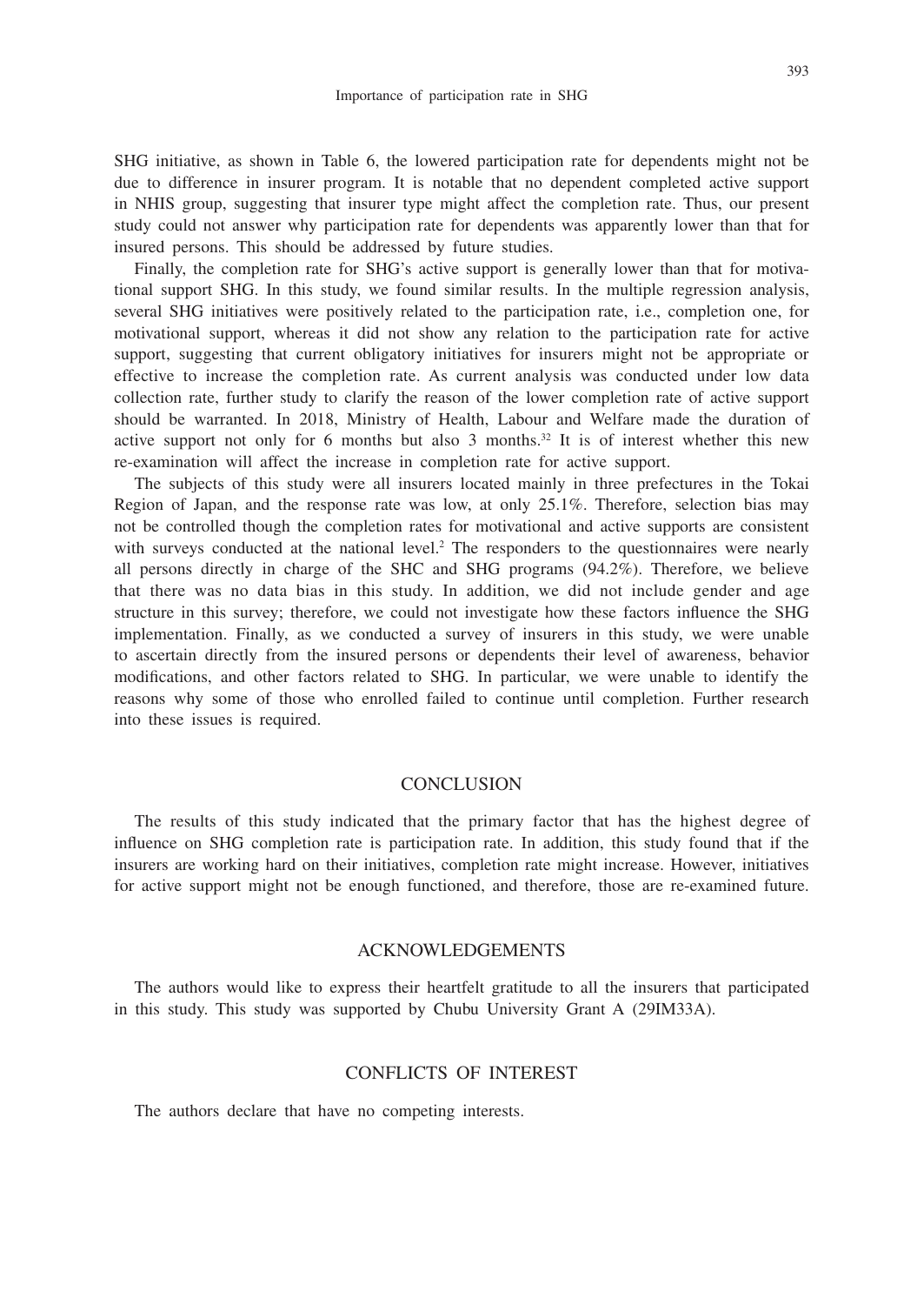SHG initiative, as shown in Table 6, the lowered participation rate for dependents might not be due to difference in insurer program. It is notable that no dependent completed active support in NHIS group, suggesting that insurer type might affect the completion rate. Thus, our present study could not answer why participation rate for dependents was apparently lower than that for insured persons. This should be addressed by future studies.

Finally, the completion rate for SHG's active support is generally lower than that for motivational support SHG. In this study, we found similar results. In the multiple regression analysis, several SHG initiatives were positively related to the participation rate, i.e., completion one, for motivational support, whereas it did not show any relation to the participation rate for active support, suggesting that current obligatory initiatives for insurers might not be appropriate or effective to increase the completion rate. As current analysis was conducted under low data collection rate, further study to clarify the reason of the lower completion rate of active support should be warranted. In 2018, Ministry of Health, Labour and Welfare made the duration of active support not only for 6 months but also 3 months.[32] It is of interest whether this new re-examination will affect the increase in completion rate for active support.

The subjects of this study were all insurers located mainly in three prefectures in the Tokai Region of Japan, and the response rate was low, at only 25.1%. Therefore, selection bias may not be controlled though the completion rates for motivational and active supports are consistent with surveys conducted at the national level.[2] The responders to the questionnaires were nearly all persons directly in charge of the SHC and SHG programs (94.2%). Therefore, we believe that there was no data bias in this study. In addition, we did not include gender and age structure in this survey; therefore, we could not investigate how these factors influence the SHG implementation. Finally, as we conducted a survey of insurers in this study, we were unable to ascertain directly from the insured persons or dependents their level of awareness, behavior modifications, and other factors related to SHG. In particular, we were unable to identify the reasons why some of those who enrolled failed to continue until completion. Further research into these issues is required.

## CONCLUSION

The results of this study indicated that the primary factor that has the highest degree of influence on SHG completion rate is participation rate. In addition, this study found that if the insurers are working hard on their initiatives, completion rate might increase. However, initiatives for active support might not be enough functioned, and therefore, those are re-examined future.

## ACKNOWLEDGEMENTS

The authors would like to express their heartfelt gratitude to all the insurers that participated in this study. This study was supported by Chubu University Grant A (29IM33A).

## CONFLICTS OF INTEREST

The authors declare that have no competing interests.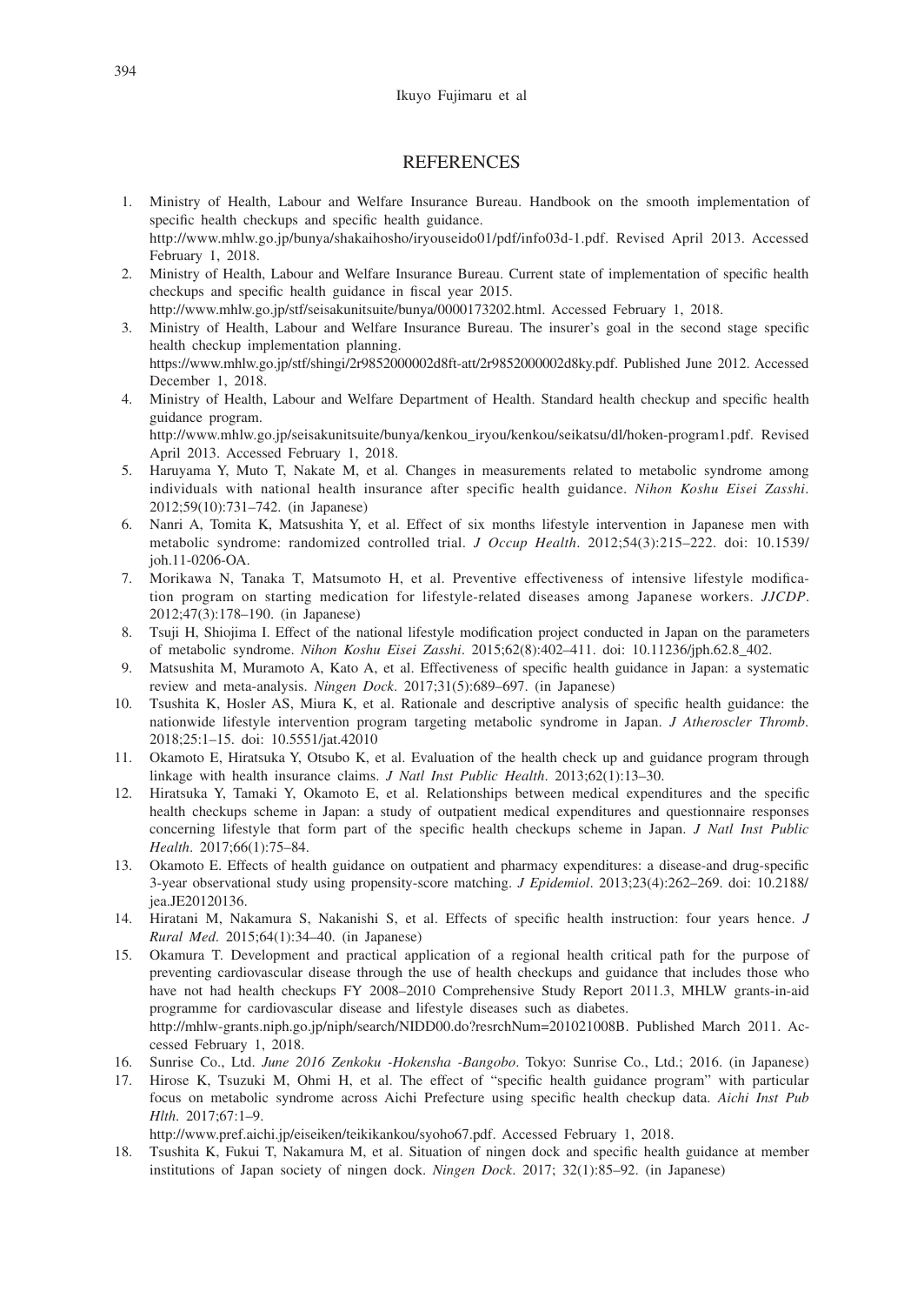## REFERENCES

1. Ministry of Health, Labour and Welfare Insurance Bureau. Handbook on the smooth implementation of specific health checkups and specific health guidance. http://www.mhlw.go.jp/bunya/shakaihosho/iryouseido01/pdf/info03d-1.pdf. Revised April 2013. Accessed February 1, 2018.
2. Ministry of Health, Labour and Welfare Insurance Bureau. Current state of implementation of specific health checkups and specific health guidance in fiscal year 2015. http://www.mhlw.go.jp/stf/seisakunitsuite/bunya/0000173202.html. Accessed February 1, 2018.
3. Ministry of Health, Labour and Welfare Insurance Bureau. The insurer's goal in the second stage specific health checkup implementation planning. https://www.mhlw.go.jp/stf/shingi/2r9852000002d8ft-att/2r9852000002d8ky.pdf. Published June 2012. Accessed December 1, 2018.
4. Ministry of Health, Labour and Welfare Department of Health. Standard health checkup and specific health guidance program. http://www.mhlw.go.jp/seisakunitsuite/bunya/kenkou_iryou/kenkou/seikatsu/dl/hoken-program1.pdf. Revised April 2013. Accessed February 1, 2018.
5. Haruyama Y, Muto T, Nakate M, et al. Changes in measurements related to metabolic syndrome among individuals with national health insurance after specific health guidance. *Nihon Koshu Eisei Zasshi*. 2012;59(10):731–742. (in Japanese)
6. Nanri A, Tomita K, Matsushita Y, et al. Effect of six months lifestyle intervention in Japanese men with metabolic syndrome: randomized controlled trial. *J Occup Health*. 2012;54(3):215–222. doi: 10.1539/joh.11-0206-OA.
7. Morikawa N, Tanaka T, Matsumoto H, et al. Preventive effectiveness of intensive lifestyle modification program on starting medication for lifestyle-related diseases among Japanese workers. *JJCDP*. 2012;47(3):178–190. (in Japanese)
8. Tsuji H, Shiojima I. Effect of the national lifestyle modification project conducted in Japan on the parameters of metabolic syndrome. *Nihon Koshu Eisei Zasshi*. 2015;62(8):402–411. doi: 10.11236/jph.62.8_402.
9. Matsushita M, Muramoto A, Kato A, et al. Effectiveness of specific health guidance in Japan: a systematic review and meta-analysis. *Ningen Dock*. 2017;31(5):689–697. (in Japanese)
10. Tsushita K, Hosler AS, Miura K, et al. Rationale and descriptive analysis of specific health guidance: the nationwide lifestyle intervention program targeting metabolic syndrome in Japan. *J Atheroscler Thromb*. 2018;25:1–15. doi: 10.5551/jat.42010
11. Okamoto E, Hiratsuka Y, Otsubo K, et al. Evaluation of the health check up and guidance program through linkage with health insurance claims. *J Natl Inst Public Health*. 2013;62(1):13–30.
12. Hiratsuka Y, Tamaki Y, Okamoto E, et al. Relationships between medical expenditures and the specific health checkups scheme in Japan: a study of outpatient medical expenditures and questionnaire responses concerning lifestyle that form part of the specific health checkups scheme in Japan. *J Natl Inst Public Health*. 2017;66(1):75–84.
13. Okamoto E. Effects of health guidance on outpatient and pharmacy expenditures: a disease-and drug-specific 3-year observational study using propensity-score matching. *J Epidemiol*. 2013;23(4):262–269. doi: 10.2188/jea.JE20120136.
14. Hiratani M, Nakamura S, Nakanishi S, et al. Effects of specific health instruction: four years hence. *J Rural Med*. 2015;64(1):34–40. (in Japanese)
15. Okamura T. Development and practical application of a regional health critical path for the purpose of preventing cardiovascular disease through the use of health checkups and guidance that includes those who have not had health checkups FY 2008–2010 Comprehensive Study Report 2011.3, MHLW grants-in-aid programme for cardiovascular disease and lifestyle diseases such as diabetes. http://mhlw-grants.niph.go.jp/niph/search/NIDD00.do?resrchNum=201021008B. Published March 2011. Accessed February 1, 2018.
16. Sunrise Co., Ltd. *June 2016 Zenkoku -Hokensha -Bangobo*. Tokyo: Sunrise Co., Ltd.; 2016. (in Japanese)
17. Hirose K, Tsuzuki M, Ohmi H, et al. The effect of "specific health guidance program" with particular focus on metabolic syndrome across Aichi Prefecture using specific health checkup data. *Aichi Inst Pub Hlth*. 2017;67:1–9. http://www.pref.aichi.jp/eiseiken/teikikankou/syoho67.pdf. Accessed February 1, 2018.
18. Tsushita K, Fukui T, Nakamura M, et al. Situation of ningen dock and specific health guidance at member institutions of Japan society of ningen dock. *Ningen Dock*. 2017; 32(1):85–92. (in Japanese)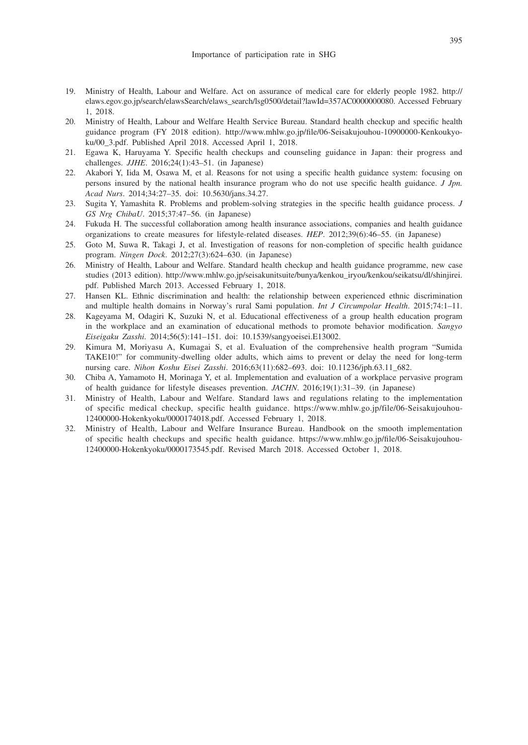19. Ministry of Health, Labour and Welfare. Act on assurance of medical care for elderly people 1982. http://elaws.egov.go.jp/search/elawsSearch/elaws_search/lsg0500/detail?lawId=357AC0000000080. Accessed February 1, 2018.
20. Ministry of Health, Labour and Welfare Health Service Bureau. Standard health checkup and specific health guidance program (FY 2018 edition). http://www.mhlw.go.jp/file/06-Seisakujouhou-10900000-Kenkoukyoku/00_3.pdf. Published April 2018. Accessed April 1, 2018.
21. Egawa K, Haruyama Y. Specific health checkups and counseling guidance in Japan: their progress and challenges. *JJHE*. 2016;24(1):43–51. (in Japanese)
22. Akabori Y, Iida M, Osawa M, et al. Reasons for not using a specific health guidance system: focusing on persons insured by the national health insurance program who do not use specific health guidance. *J Jpn. Acad Nurs*. 2014;34:27–35. doi: 10.5630/jans.34.27.
23. Sugita Y, Yamashita R. Problems and problem-solving strategies in the specific health guidance process. *J GS Nrg ChibaU*. 2015;37:47–56. (in Japanese)
24. Fukuda H. The successful collaboration among health insurance associations, companies and health guidance organizations to create measures for lifestyle-related diseases. *HEP*. 2012;39(6):46–55. (in Japanese)
25. Goto M, Suwa R, Takagi J, et al. Investigation of reasons for non-completion of specific health guidance program. *Ningen Dock*. 2012;27(3):624–630. (in Japanese)
26. Ministry of Health, Labour and Welfare. Standard health checkup and health guidance programme, new case studies (2013 edition). http://www.mhlw.go.jp/seisakunitsuite/bunya/kenkou_iryou/kenkou/seikatsu/dl/shinjirei.pdf. Published March 2013. Accessed February 1, 2018.
27. Hansen KL. Ethnic discrimination and health: the relationship between experienced ethnic discrimination and multiple health domains in Norway's rural Sami population. *Int J Circumpolar Health*. 2015;74:1–11.
28. Kageyama M, Odagiri K, Suzuki N, et al. Educational effectiveness of a group health education program in the workplace and an examination of educational methods to promote behavior modification. *Sangyo Eiseigaku Zasshi*. 2014;56(5):141–151. doi: 10.1539/sangyoeisei.E13002.
29. Kimura M, Moriyasu A, Kumagai S, et al. Evaluation of the comprehensive health program "Sumida TAKE10!" for community-dwelling older adults, which aims to prevent or delay the need for long-term nursing care. *Nihon Koshu Eisei Zasshi*. 2016;63(11):682–693. doi: 10.11236/jph.63.11_682.
30. Chiba A, Yamamoto H, Morinaga Y, et al. Implementation and evaluation of a workplace pervasive program of health guidance for lifestyle diseases prevention. *JACHN*. 2016;19(1):31–39. (in Japanese)
31. Ministry of Health, Labour and Welfare. Standard laws and regulations relating to the implementation of specific medical checkup, specific health guidance. https://www.mhlw.go.jp/file/06-Seisakujouhou-12400000-Hokenkyoku/0000174018.pdf. Accessed February 1, 2018.
32. Ministry of Health, Labour and Welfare Insurance Bureau. Handbook on the smooth implementation of specific health checkups and specific health guidance. https://www.mhlw.go.jp/file/06-Seisakujouhou-12400000-Hokenkyoku/0000173545.pdf. Revised March 2018. Accessed October 1, 2018.